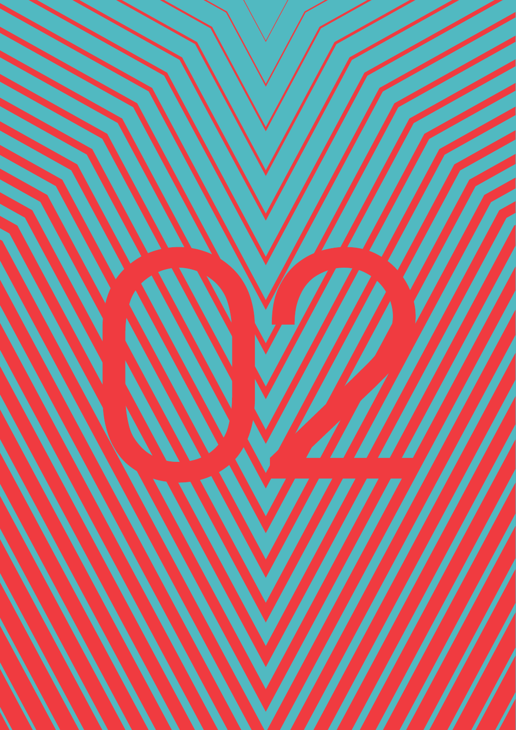02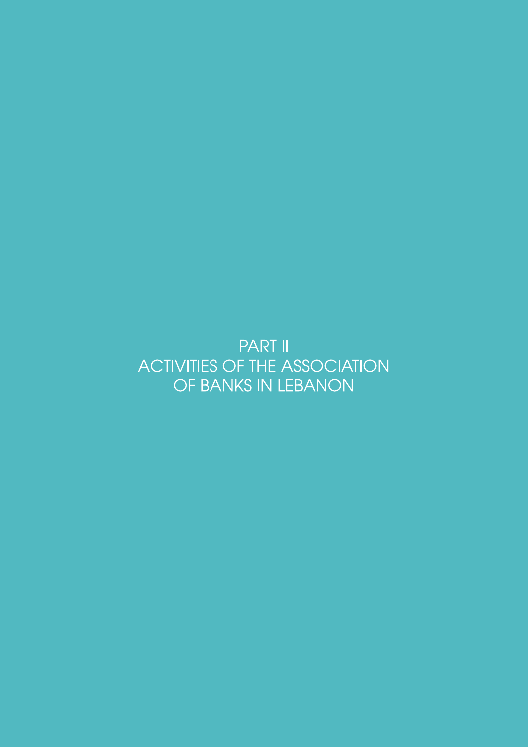# PART II
# ACTIVITIES OF THE ASSOCIATION OF BANKS IN LEBANON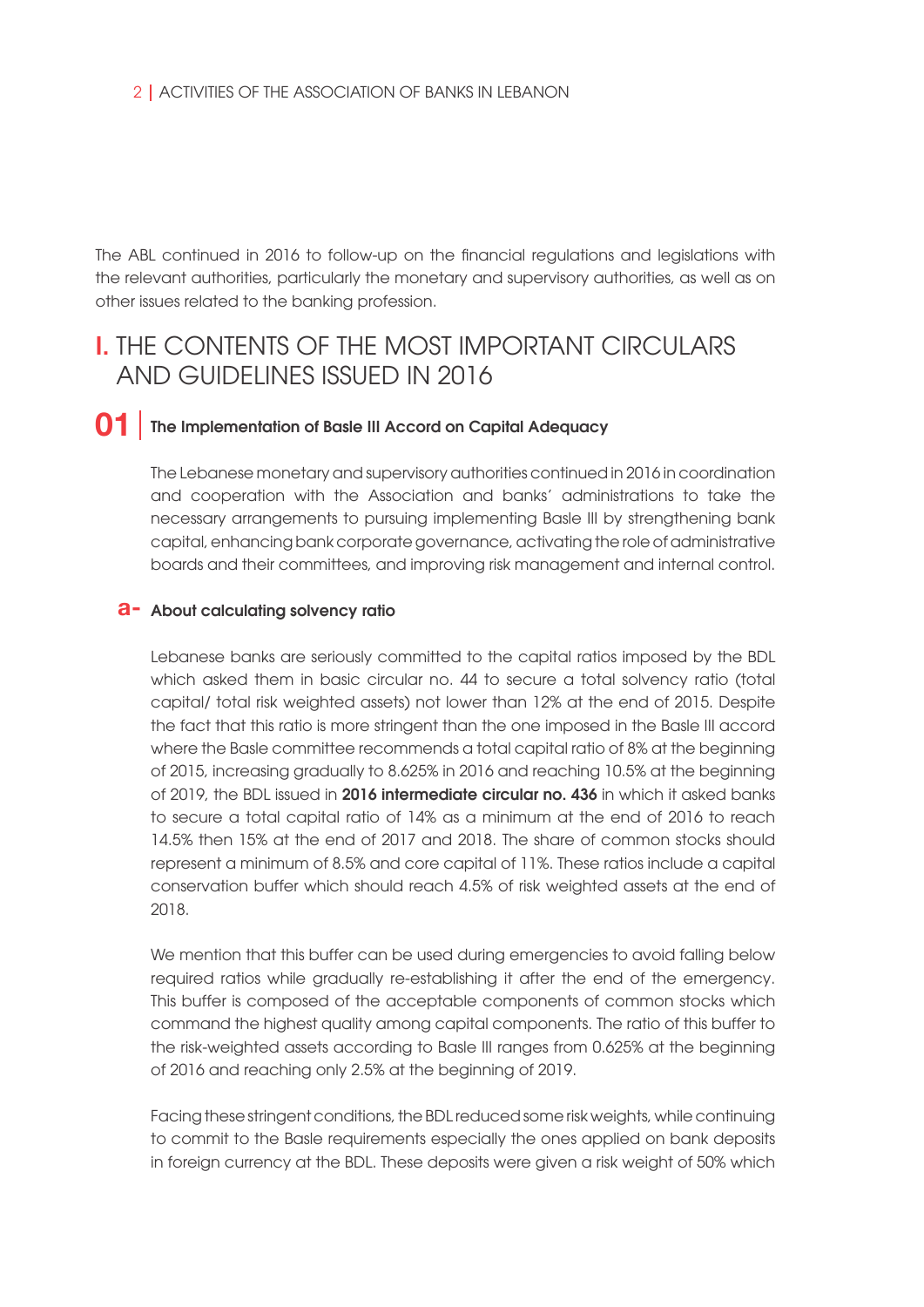The ABL continued in 2016 to follow-up on the financial regulations and legislations with the relevant authorities, particularly the monetary and supervisory authorities, as well as on other issues related to the banking profession.

# I. THE CONTENTS OF THE MOST IMPORTANT CIRCULARS AND GUIDELINES ISSUED IN 2016

## 01 | The Implementation of Basle III Accord on Capital Adequacy

The Lebanese monetary and supervisory authorities continued in 2016 in coordination and cooperation with the Association and banks' administrations to take the necessary arrangements to pursuing implementing Basle III by strengthening bank capital, enhancing bank corporate governance, activating the role of administrative boards and their committees, and improving risk management and internal control.

### a- About calculating solvency ratio

Lebanese banks are seriously committed to the capital ratios imposed by the BDL which asked them in basic circular no. 44 to secure a total solvency ratio (total capital/ total risk weighted assets) not lower than 12% at the end of 2015. Despite the fact that this ratio is more stringent than the one imposed in the Basle III accord where the Basle committee recommends a total capital ratio of 8% at the beginning of 2015, increasing gradually to 8.625% in 2016 and reaching 10.5% at the beginning of 2019, the BDL issued in **2016 intermediate circular no. 436** in which it asked banks to secure a total capital ratio of 14% as a minimum at the end of 2016 to reach 14.5% then 15% at the end of 2017 and 2018. The share of common stocks should represent a minimum of 8.5% and core capital of 11%. These ratios include a capital conservation buffer which should reach 4.5% of risk weighted assets at the end of 2018.

We mention that this buffer can be used during emergencies to avoid falling below required ratios while gradually re-establishing it after the end of the emergency. This buffer is composed of the acceptable components of common stocks which command the highest quality among capital components. The ratio of this buffer to the risk-weighted assets according to Basle III ranges from 0.625% at the beginning of 2016 and reaching only 2.5% at the beginning of 2019.

Facing these stringent conditions, the BDL reduced some risk weights, while continuing to commit to the Basle requirements especially the ones applied on bank deposits in foreign currency at the BDL. These deposits were given a risk weight of 50% which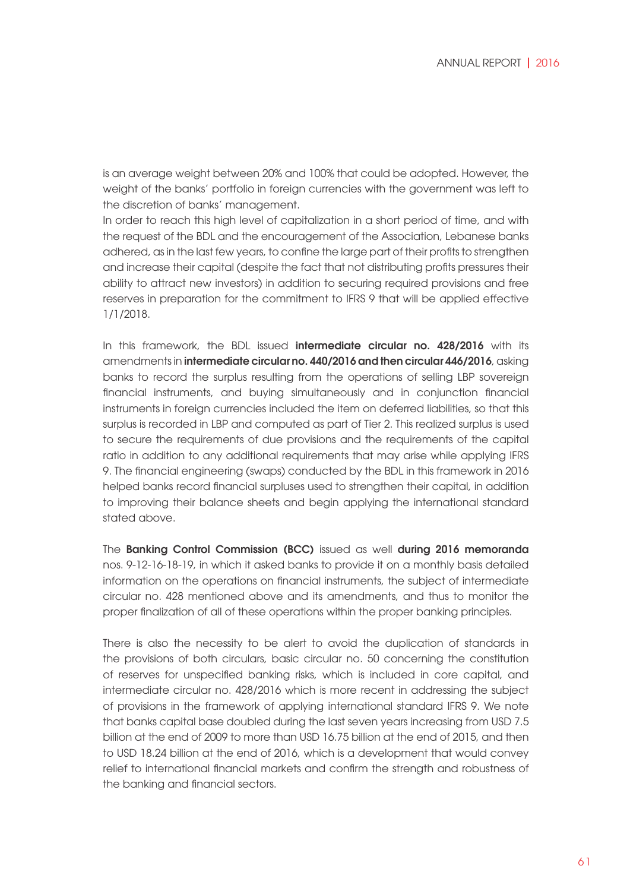is an average weight between 20% and 100% that could be adopted. However, the weight of the banks' portfolio in foreign currencies with the government was left to the discretion of banks' management.

In order to reach this high level of capitalization in a short period of time, and with the request of the BDL and the encouragement of the Association, Lebanese banks adhered, as in the last few years, to confine the large part of their profits to strengthen and increase their capital (despite the fact that not distributing profits pressures their ability to attract new investors) in addition to securing required provisions and free reserves in preparation for the commitment to IFRS 9 that will be applied effective 1/1/2018.

In this framework, the BDL issued **intermediate circular no. 428/2016** with its amendments in **intermediate circular no. 440/2016 and then circular 446/2016**, asking banks to record the surplus resulting from the operations of selling LBP sovereign financial instruments, and buying simultaneously and in conjunction financial instruments in foreign currencies included the item on deferred liabilities, so that this surplus is recorded in LBP and computed as part of Tier 2. This realized surplus is used to secure the requirements of due provisions and the requirements of the capital ratio in addition to any additional requirements that may arise while applying IFRS 9. The financial engineering (swaps) conducted by the BDL in this framework in 2016 helped banks record financial surpluses used to strengthen their capital, in addition to improving their balance sheets and begin applying the international standard stated above.

The **Banking Control Commission (BCC)** issued as well **during 2016 memoranda** nos. 9-12-16-18-19, in which it asked banks to provide it on a monthly basis detailed information on the operations on financial instruments, the subject of intermediate circular no. 428 mentioned above and its amendments, and thus to monitor the proper finalization of all of these operations within the proper banking principles.

There is also the necessity to be alert to avoid the duplication of standards in the provisions of both circulars, basic circular no. 50 concerning the constitution of reserves for unspecified banking risks, which is included in core capital, and intermediate circular no. 428/2016 which is more recent in addressing the subject of provisions in the framework of applying international standard IFRS 9. We note that banks capital base doubled during the last seven years increasing from USD 7.5 billion at the end of 2009 to more than USD 16.75 billion at the end of 2015, and then to USD 18.24 billion at the end of 2016, which is a development that would convey relief to international financial markets and confirm the strength and robustness of the banking and financial sectors.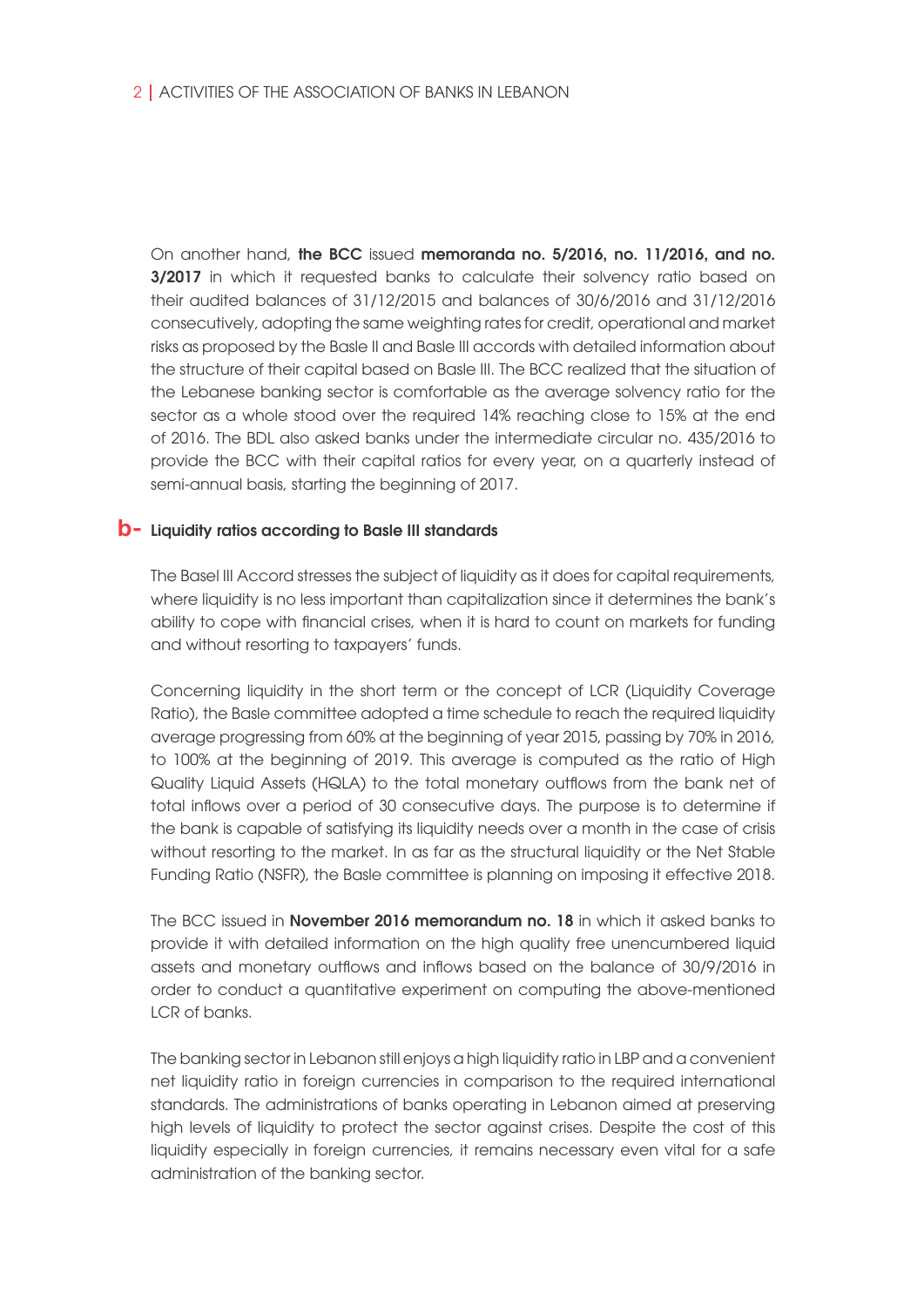On another hand, **the BCC** issued **memoranda no. 5/2016, no. 11/2016, and no. 3/2017** in which it requested banks to calculate their solvency ratio based on their audited balances of 31/12/2015 and balances of 30/6/2016 and 31/12/2016 consecutively, adopting the same weighting rates for credit, operational and market risks as proposed by the Basle II and Basle III accords with detailed information about the structure of their capital based on Basle III. The BCC realized that the situation of the Lebanese banking sector is comfortable as the average solvency ratio for the sector as a whole stood over the required 14% reaching close to 15% at the end of 2016. The BDL also asked banks under the intermediate circular no. 435/2016 to provide the BCC with their capital ratios for every year, on a quarterly instead of semi-annual basis, starting the beginning of 2017.

## b- Liquidity ratios according to Basle III standards

The Basel III Accord stresses the subject of liquidity as it does for capital requirements, where liquidity is no less important than capitalization since it determines the bank's ability to cope with financial crises, when it is hard to count on markets for funding and without resorting to taxpayers' funds.

Concerning liquidity in the short term or the concept of LCR (Liquidity Coverage Ratio), the Basle committee adopted a time schedule to reach the required liquidity average progressing from 60% at the beginning of year 2015, passing by 70% in 2016, to 100% at the beginning of 2019. This average is computed as the ratio of High Quality Liquid Assets (HQLA) to the total monetary outflows from the bank net of total inflows over a period of 30 consecutive days. The purpose is to determine if the bank is capable of satisfying its liquidity needs over a month in the case of crisis without resorting to the market. In as far as the structural liquidity or the Net Stable Funding Ratio (NSFR), the Basle committee is planning on imposing it effective 2018.

The BCC issued in **November 2016 memorandum no. 18** in which it asked banks to provide it with detailed information on the high quality free unencumbered liquid assets and monetary outflows and inflows based on the balance of 30/9/2016 in order to conduct a quantitative experiment on computing the above-mentioned LCR of banks.

The banking sector in Lebanon still enjoys a high liquidity ratio in LBP and a convenient net liquidity ratio in foreign currencies in comparison to the required international standards. The administrations of banks operating in Lebanon aimed at preserving high levels of liquidity to protect the sector against crises. Despite the cost of this liquidity especially in foreign currencies, it remains necessary even vital for a safe administration of the banking sector.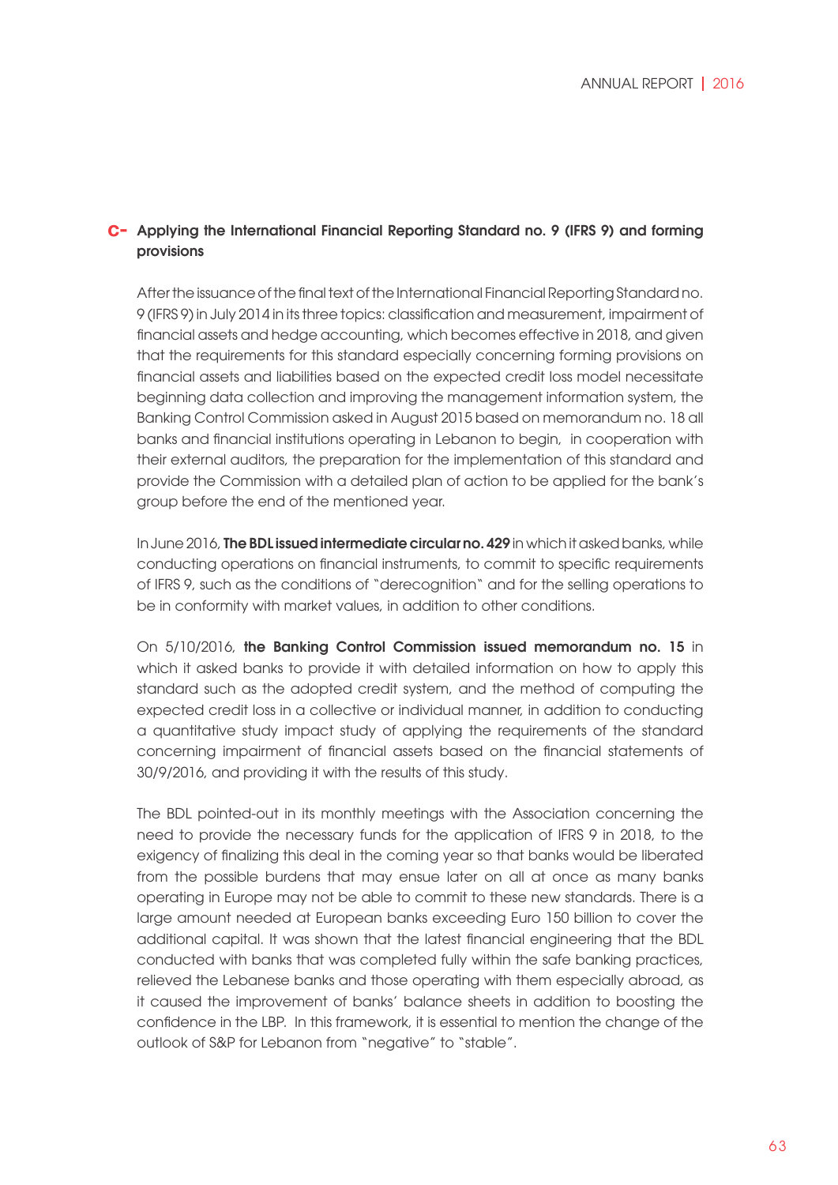## C- Applying the International Financial Reporting Standard no. 9 (IFRS 9) and forming provisions

After the issuance of the final text of the International Financial Reporting Standard no. 9 (IFRS 9) in July 2014 in its three topics: classification and measurement, impairment of financial assets and hedge accounting, which becomes effective in 2018, and given that the requirements for this standard especially concerning forming provisions on financial assets and liabilities based on the expected credit loss model necessitate beginning data collection and improving the management information system, the Banking Control Commission asked in August 2015 based on memorandum no. 18 all banks and financial institutions operating in Lebanon to begin, in cooperation with their external auditors, the preparation for the implementation of this standard and provide the Commission with a detailed plan of action to be applied for the bank's group before the end of the mentioned year.

In June 2016, **The BDL issued intermediate circular no. 429** in which it asked banks, while conducting operations on financial instruments, to commit to specific requirements of IFRS 9, such as the conditions of "derecognition" and for the selling operations to be in conformity with market values, in addition to other conditions.

On 5/10/2016, **the Banking Control Commission issued memorandum no. 15** in which it asked banks to provide it with detailed information on how to apply this standard such as the adopted credit system, and the method of computing the expected credit loss in a collective or individual manner, in addition to conducting a quantitative study impact study of applying the requirements of the standard concerning impairment of financial assets based on the financial statements of 30/9/2016, and providing it with the results of this study.

The BDL pointed-out in its monthly meetings with the Association concerning the need to provide the necessary funds for the application of IFRS 9 in 2018, to the exigency of finalizing this deal in the coming year so that banks would be liberated from the possible burdens that may ensue later on all at once as many banks operating in Europe may not be able to commit to these new standards. There is a large amount needed at European banks exceeding Euro 150 billion to cover the additional capital. It was shown that the latest financial engineering that the BDL conducted with banks that was completed fully within the safe banking practices, relieved the Lebanese banks and those operating with them especially abroad, as it caused the improvement of banks' balance sheets in addition to boosting the confidence in the LBP. In this framework, it is essential to mention the change of the outlook of S&P for Lebanon from "negative" to "stable".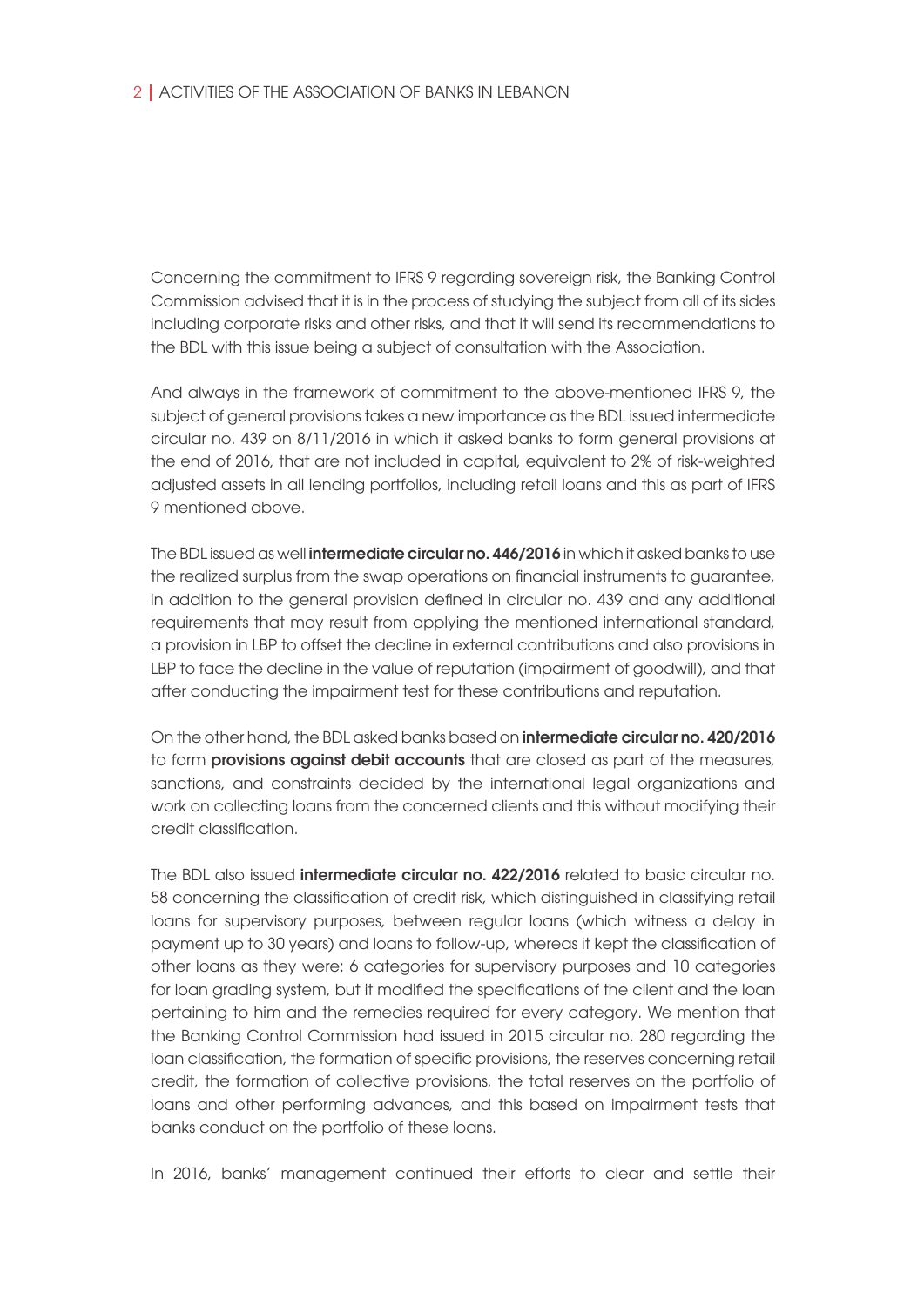Concerning the commitment to IFRS 9 regarding sovereign risk, the Banking Control Commission advised that it is in the process of studying the subject from all of its sides including corporate risks and other risks, and that it will send its recommendations to the BDL with this issue being a subject of consultation with the Association.

And always in the framework of commitment to the above-mentioned IFRS 9, the subject of general provisions takes a new importance as the BDL issued intermediate circular no. 439 on 8/11/2016 in which it asked banks to form general provisions at the end of 2016, that are not included in capital, equivalent to 2% of risk-weighted adjusted assets in all lending portfolios, including retail loans and this as part of IFRS 9 mentioned above.

The BDL issued as well **intermediate circular no. 446/2016** in which it asked banks to use the realized surplus from the swap operations on financial instruments to guarantee, in addition to the general provision defined in circular no. 439 and any additional requirements that may result from applying the mentioned international standard, a provision in LBP to offset the decline in external contributions and also provisions in LBP to face the decline in the value of reputation (impairment of goodwill), and that after conducting the impairment test for these contributions and reputation.

On the other hand, the BDL asked banks based on **intermediate circular no. 420/2016** to form **provisions against debit accounts** that are closed as part of the measures, sanctions, and constraints decided by the international legal organizations and work on collecting loans from the concerned clients and this without modifying their credit classification.

The BDL also issued **intermediate circular no. 422/2016** related to basic circular no. 58 concerning the classification of credit risk, which distinguished in classifying retail loans for supervisory purposes, between regular loans (which witness a delay in payment up to 30 years) and loans to follow-up, whereas it kept the classification of other loans as they were: 6 categories for supervisory purposes and 10 categories for loan grading system, but it modified the specifications of the client and the loan pertaining to him and the remedies required for every category. We mention that the Banking Control Commission had issued in 2015 circular no. 280 regarding the loan classification, the formation of specific provisions, the reserves concerning retail credit, the formation of collective provisions, the total reserves on the portfolio of loans and other performing advances, and this based on impairment tests that banks conduct on the portfolio of these loans.

In 2016, banks' management continued their efforts to clear and settle their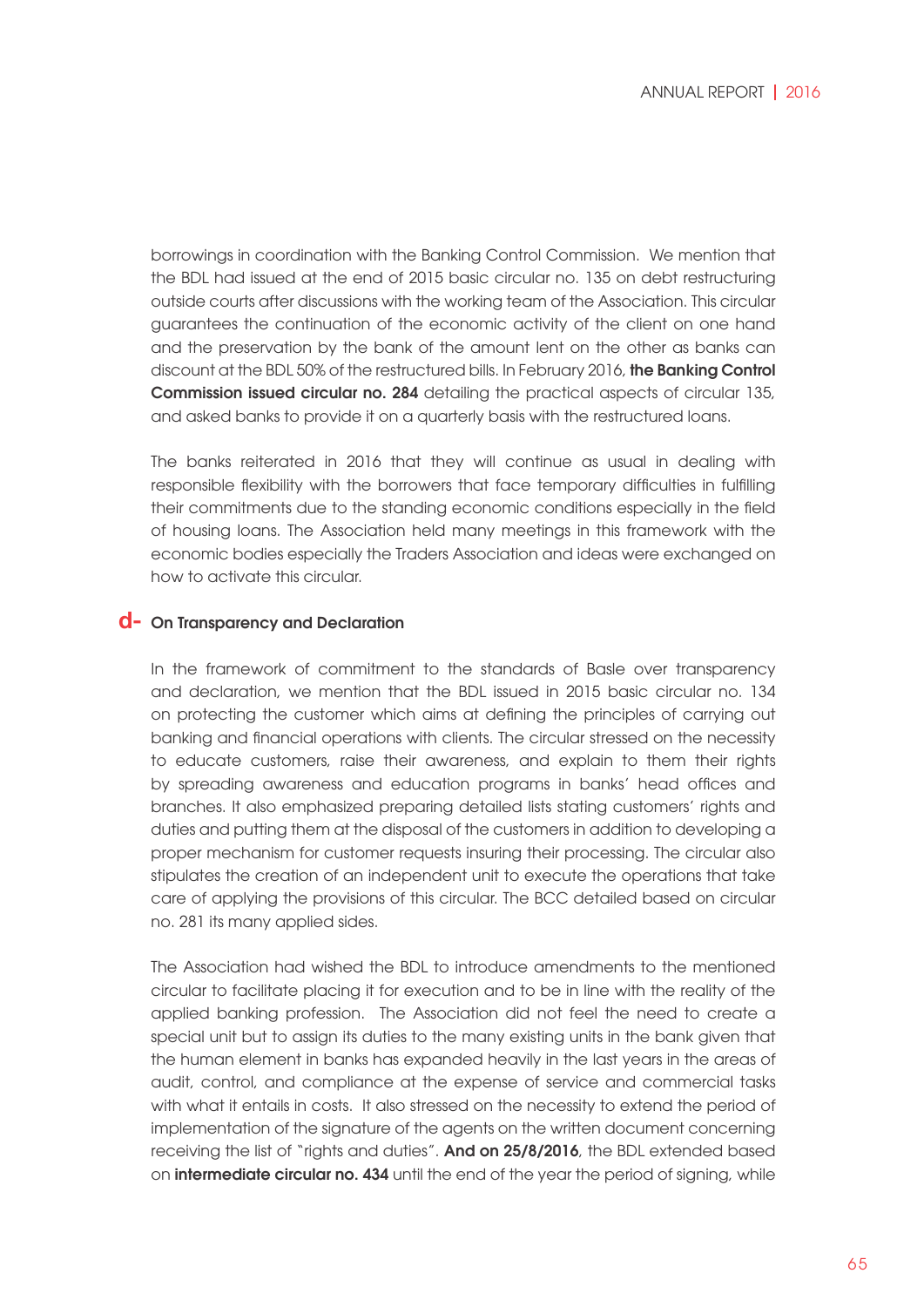borrowings in coordination with the Banking Control Commission. We mention that the BDL had issued at the end of 2015 basic circular no. 135 on debt restructuring outside courts after discussions with the working team of the Association. This circular guarantees the continuation of the economic activity of the client on one hand and the preservation by the bank of the amount lent on the other as banks can discount at the BDL 50% of the restructured bills. In February 2016, **the Banking Control Commission issued circular no. 284** detailing the practical aspects of circular 135, and asked banks to provide it on a quarterly basis with the restructured loans.

The banks reiterated in 2016 that they will continue as usual in dealing with responsible flexibility with the borrowers that face temporary difficulties in fulfilling their commitments due to the standing economic conditions especially in the field of housing loans. The Association held many meetings in this framework with the economic bodies especially the Traders Association and ideas were exchanged on how to activate this circular.

## d- On Transparency and Declaration

In the framework of commitment to the standards of Basle over transparency and declaration, we mention that the BDL issued in 2015 basic circular no. 134 on protecting the customer which aims at defining the principles of carrying out banking and financial operations with clients. The circular stressed on the necessity to educate customers, raise their awareness, and explain to them their rights by spreading awareness and education programs in banks' head offices and branches. It also emphasized preparing detailed lists stating customers' rights and duties and putting them at the disposal of the customers in addition to developing a proper mechanism for customer requests insuring their processing. The circular also stipulates the creation of an independent unit to execute the operations that take care of applying the provisions of this circular. The BCC detailed based on circular no. 281 its many applied sides.

The Association had wished the BDL to introduce amendments to the mentioned circular to facilitate placing it for execution and to be in line with the reality of the applied banking profession. The Association did not feel the need to create a special unit but to assign its duties to the many existing units in the bank given that the human element in banks has expanded heavily in the last years in the areas of audit, control, and compliance at the expense of service and commercial tasks with what it entails in costs. It also stressed on the necessity to extend the period of implementation of the signature of the agents on the written document concerning receiving the list of "rights and duties". **And on 25/8/2016**, the BDL extended based on **intermediate circular no. 434** until the end of the year the period of signing, while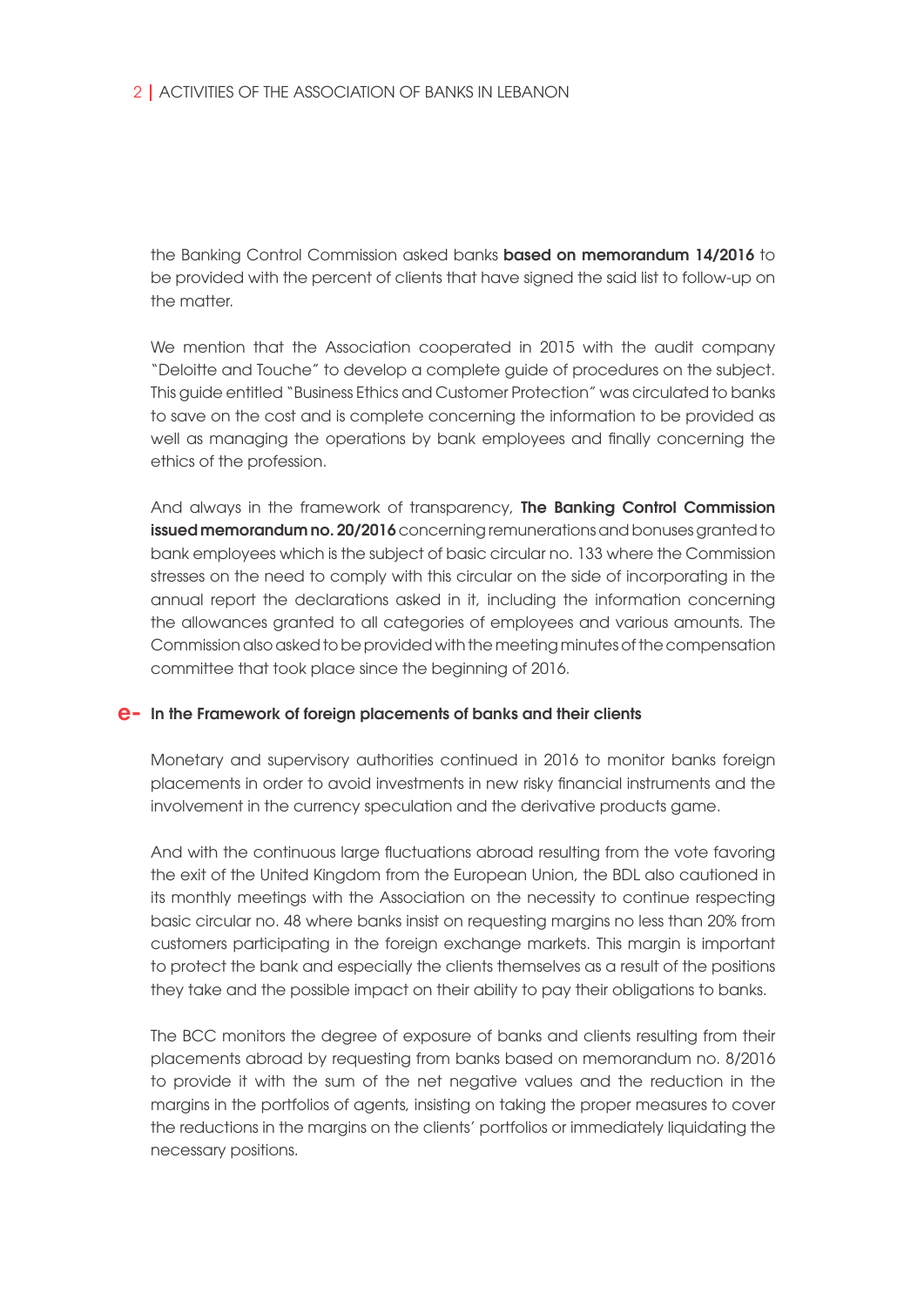the Banking Control Commission asked banks **based on memorandum 14/2016** to be provided with the percent of clients that have signed the said list to follow-up on the matter.

We mention that the Association cooperated in 2015 with the audit company "Deloitte and Touche" to develop a complete guide of procedures on the subject. This guide entitled "Business Ethics and Customer Protection" was circulated to banks to save on the cost and is complete concerning the information to be provided as well as managing the operations by bank employees and finally concerning the ethics of the profession.

And always in the framework of transparency, **The Banking Control Commission issued memorandum no. 20/2016** concerning remunerations and bonuses granted to bank employees which is the subject of basic circular no. 133 where the Commission stresses on the need to comply with this circular on the side of incorporating in the annual report the declarations asked in it, including the information concerning the allowances granted to all categories of employees and various amounts. The Commission also asked to be provided with the meeting minutes of the compensation committee that took place since the beginning of 2016.

### e- In the Framework of foreign placements of banks and their clients

Monetary and supervisory authorities continued in 2016 to monitor banks foreign placements in order to avoid investments in new risky financial instruments and the involvement in the currency speculation and the derivative products game.

And with the continuous large fluctuations abroad resulting from the vote favoring the exit of the United Kingdom from the European Union, the BDL also cautioned in its monthly meetings with the Association on the necessity to continue respecting basic circular no. 48 where banks insist on requesting margins no less than 20% from customers participating in the foreign exchange markets. This margin is important to protect the bank and especially the clients themselves as a result of the positions they take and the possible impact on their ability to pay their obligations to banks.

The BCC monitors the degree of exposure of banks and clients resulting from their placements abroad by requesting from banks based on memorandum no. 8/2016 to provide it with the sum of the net negative values and the reduction in the margins in the portfolios of agents, insisting on taking the proper measures to cover the reductions in the margins on the clients' portfolios or immediately liquidating the necessary positions.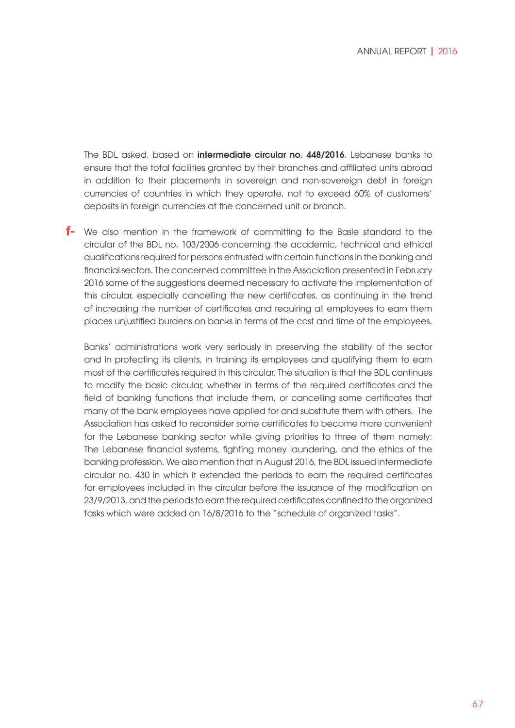The BDL asked, based on **intermediate circular no. 448/2016**, Lebanese banks to ensure that the total facilities granted by their branches and affiliated units abroad in addition to their placements in sovereign and non-sovereign debt in foreign currencies of countries in which they operate, not to exceed 60% of customers' deposits in foreign currencies at the concerned unit or branch.

**f-** We also mention in the framework of committing to the Basle standard to the circular of the BDL no. 103/2006 concerning the academic, technical and ethical qualifications required for persons entrusted with certain functions in the banking and financial sectors. The concerned committee in the Association presented in February 2016 some of the suggestions deemed necessary to activate the implementation of this circular, especially cancelling the new certificates, as continuing in the trend of increasing the number of certificates and requiring all employees to earn them places unjustified burdens on banks in terms of the cost and time of the employees.

Banks' administrations work very seriously in preserving the stability of the sector and in protecting its clients, in training its employees and qualifying them to earn most of the certificates required in this circular. The situation is that the BDL continues to modify the basic circular, whether in terms of the required certificates and the field of banking functions that include them, or cancelling some certificates that many of the bank employees have applied for and substitute them with others. The Association has asked to reconsider some certificates to become more convenient for the Lebanese banking sector while giving priorities to three of them namely: The Lebanese financial systems, fighting money laundering, and the ethics of the banking profession. We also mention that in August 2016, the BDL issued intermediate circular no. 430 in which it extended the periods to earn the required certificates for employees included in the circular before the issuance of the modification on 23/9/2013, and the periods to earn the required certificates confined to the organized tasks which were added on 16/8/2016 to the "schedule of organized tasks".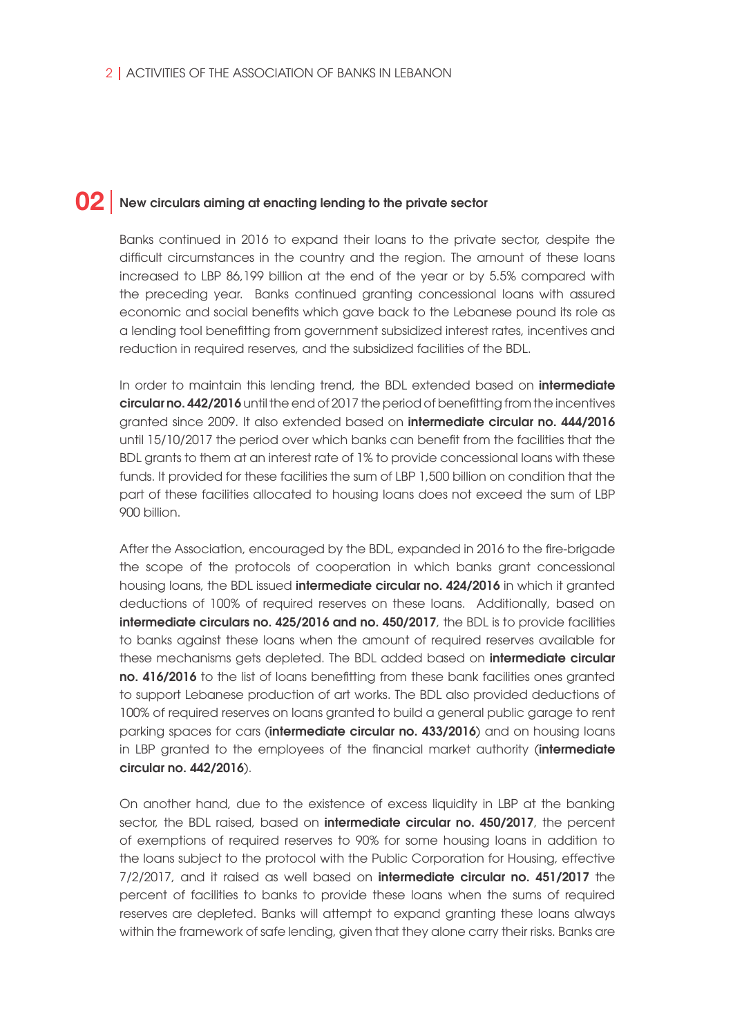## 02 | New circulars aiming at enacting lending to the private sector

Banks continued in 2016 to expand their loans to the private sector, despite the difficult circumstances in the country and the region. The amount of these loans increased to LBP 86,199 billion at the end of the year or by 5.5% compared with the preceding year. Banks continued granting concessional loans with assured economic and social benefits which gave back to the Lebanese pound its role as a lending tool benefitting from government subsidized interest rates, incentives and reduction in required reserves, and the subsidized facilities of the BDL.

In order to maintain this lending trend, the BDL extended based on **intermediate circular no. 442/2016** until the end of 2017 the period of benefitting from the incentives granted since 2009. It also extended based on **intermediate circular no. 444/2016** until 15/10/2017 the period over which banks can benefit from the facilities that the BDL grants to them at an interest rate of 1% to provide concessional loans with these funds. It provided for these facilities the sum of LBP 1,500 billion on condition that the part of these facilities allocated to housing loans does not exceed the sum of LBP 900 billion.

After the Association, encouraged by the BDL, expanded in 2016 to the fire-brigade the scope of the protocols of cooperation in which banks grant concessional housing loans, the BDL issued **intermediate circular no. 424/2016** in which it granted deductions of 100% of required reserves on these loans. Additionally, based on **intermediate circulars no. 425/2016 and no. 450/2017**, the BDL is to provide facilities to banks against these loans when the amount of required reserves available for these mechanisms gets depleted. The BDL added based on **intermediate circular no. 416/2016** to the list of loans benefitting from these bank facilities ones granted to support Lebanese production of art works. The BDL also provided deductions of 100% of required reserves on loans granted to build a general public garage to rent parking spaces for cars (**intermediate circular no. 433/2016**) and on housing loans in LBP granted to the employees of the financial market authority (**intermediate circular no. 442/2016**).

On another hand, due to the existence of excess liquidity in LBP at the banking sector, the BDL raised, based on **intermediate circular no. 450/2017**, the percent of exemptions of required reserves to 90% for some housing loans in addition to the loans subject to the protocol with the Public Corporation for Housing, effective 7/2/2017, and it raised as well based on **intermediate circular no. 451/2017** the percent of facilities to banks to provide these loans when the sums of required reserves are depleted. Banks will attempt to expand granting these loans always within the framework of safe lending, given that they alone carry their risks. Banks are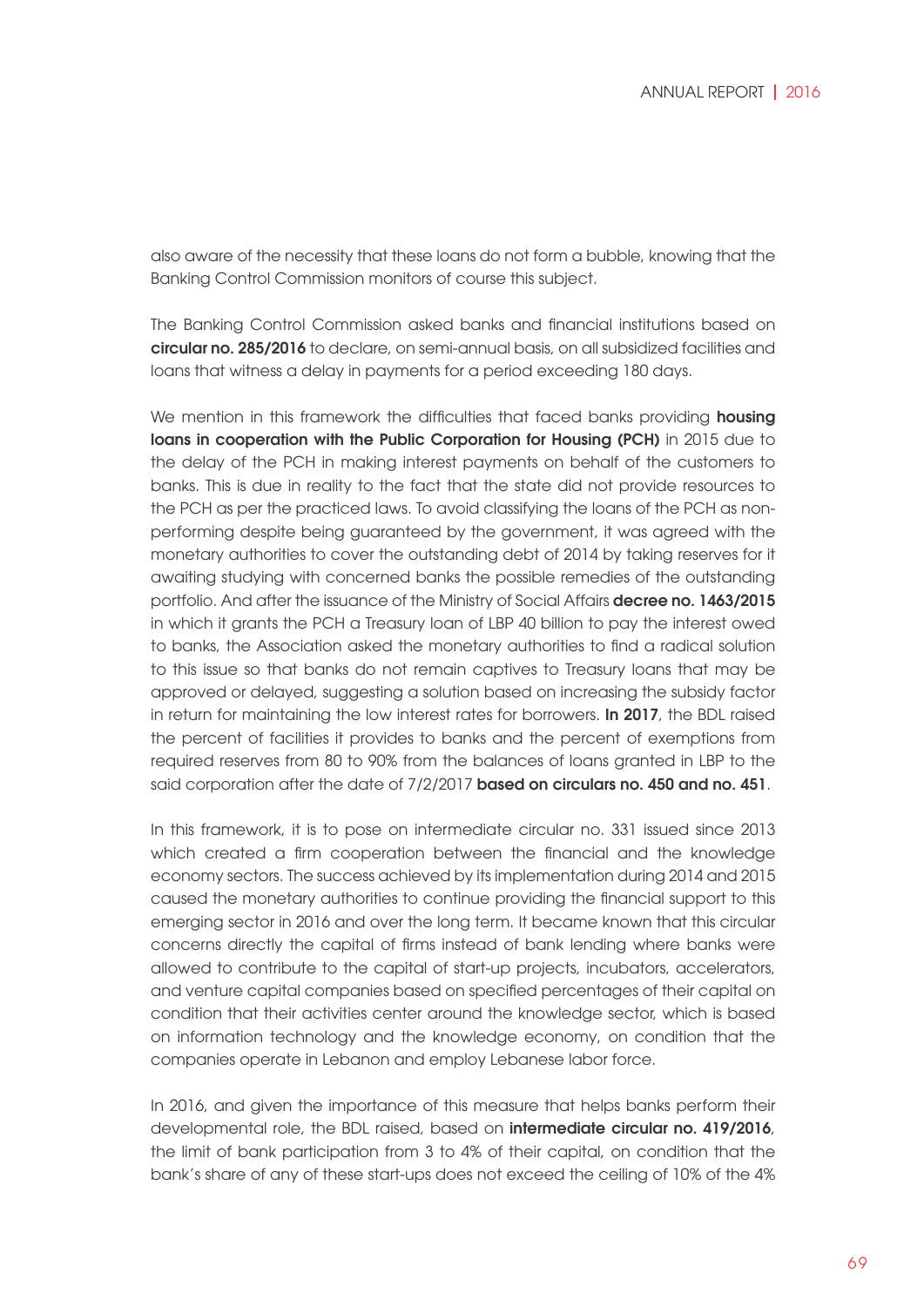also aware of the necessity that these loans do not form a bubble, knowing that the Banking Control Commission monitors of course this subject.

The Banking Control Commission asked banks and financial institutions based on **circular no. 285/2016** to declare, on semi-annual basis, on all subsidized facilities and loans that witness a delay in payments for a period exceeding 180 days.

We mention in this framework the difficulties that faced banks providing **housing loans in cooperation with the Public Corporation for Housing (PCH)** in 2015 due to the delay of the PCH in making interest payments on behalf of the customers to banks. This is due in reality to the fact that the state did not provide resources to the PCH as per the practiced laws. To avoid classifying the loans of the PCH as non-performing despite being guaranteed by the government, it was agreed with the monetary authorities to cover the outstanding debt of 2014 by taking reserves for it awaiting studying with concerned banks the possible remedies of the outstanding portfolio. And after the issuance of the Ministry of Social Affairs **decree no. 1463/2015** in which it grants the PCH a Treasury loan of LBP 40 billion to pay the interest owed to banks, the Association asked the monetary authorities to find a radical solution to this issue so that banks do not remain captives to Treasury loans that may be approved or delayed, suggesting a solution based on increasing the subsidy factor in return for maintaining the low interest rates for borrowers. **In 2017**, the BDL raised the percent of facilities it provides to banks and the percent of exemptions from required reserves from 80 to 90% from the balances of loans granted in LBP to the said corporation after the date of 7/2/2017 **based on circulars no. 450 and no. 451**.

In this framework, it is to pose on intermediate circular no. 331 issued since 2013 which created a firm cooperation between the financial and the knowledge economy sectors. The success achieved by its implementation during 2014 and 2015 caused the monetary authorities to continue providing the financial support to this emerging sector in 2016 and over the long term. It became known that this circular concerns directly the capital of firms instead of bank lending where banks were allowed to contribute to the capital of start-up projects, incubators, accelerators, and venture capital companies based on specified percentages of their capital on condition that their activities center around the knowledge sector, which is based on information technology and the knowledge economy, on condition that the companies operate in Lebanon and employ Lebanese labor force.

In 2016, and given the importance of this measure that helps banks perform their developmental role, the BDL raised, based on **intermediate circular no. 419/2016**, the limit of bank participation from 3 to 4% of their capital, on condition that the bank's share of any of these start-ups does not exceed the ceiling of 10% of the 4%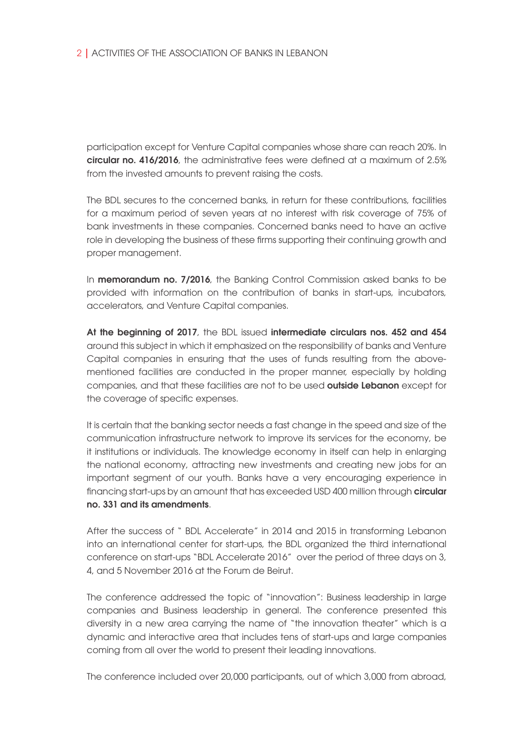participation except for Venture Capital companies whose share can reach 20%. In **circular no. 416/2016**, the administrative fees were defined at a maximum of 2.5% from the invested amounts to prevent raising the costs.

The BDL secures to the concerned banks, in return for these contributions, facilities for a maximum period of seven years at no interest with risk coverage of 75% of bank investments in these companies. Concerned banks need to have an active role in developing the business of these firms supporting their continuing growth and proper management.

In **memorandum no. 7/2016**, the Banking Control Commission asked banks to be provided with information on the contribution of banks in start-ups, incubators, accelerators, and Venture Capital companies.

**At the beginning of 2017**, the BDL issued **intermediate circulars nos. 452 and 454** around this subject in which it emphasized on the responsibility of banks and Venture Capital companies in ensuring that the uses of funds resulting from the above-mentioned facilities are conducted in the proper manner, especially by holding companies, and that these facilities are not to be used **outside Lebanon** except for the coverage of specific expenses.

It is certain that the banking sector needs a fast change in the speed and size of the communication infrastructure network to improve its services for the economy, be it institutions or individuals. The knowledge economy in itself can help in enlarging the national economy, attracting new investments and creating new jobs for an important segment of our youth. Banks have a very encouraging experience in financing start-ups by an amount that has exceeded USD 400 million through **circular no. 331 and its amendments**.

After the success of " BDL Accelerate" in 2014 and 2015 in transforming Lebanon into an international center for start-ups, the BDL organized the third international conference on start-ups "BDL Accelerate 2016" over the period of three days on 3, 4, and 5 November 2016 at the Forum de Beirut.

The conference addressed the topic of "innovation": Business leadership in large companies and Business leadership in general. The conference presented this diversity in a new area carrying the name of "the innovation theater" which is a dynamic and interactive area that includes tens of start-ups and large companies coming from all over the world to present their leading innovations.

The conference included over 20,000 participants, out of which 3,000 from abroad,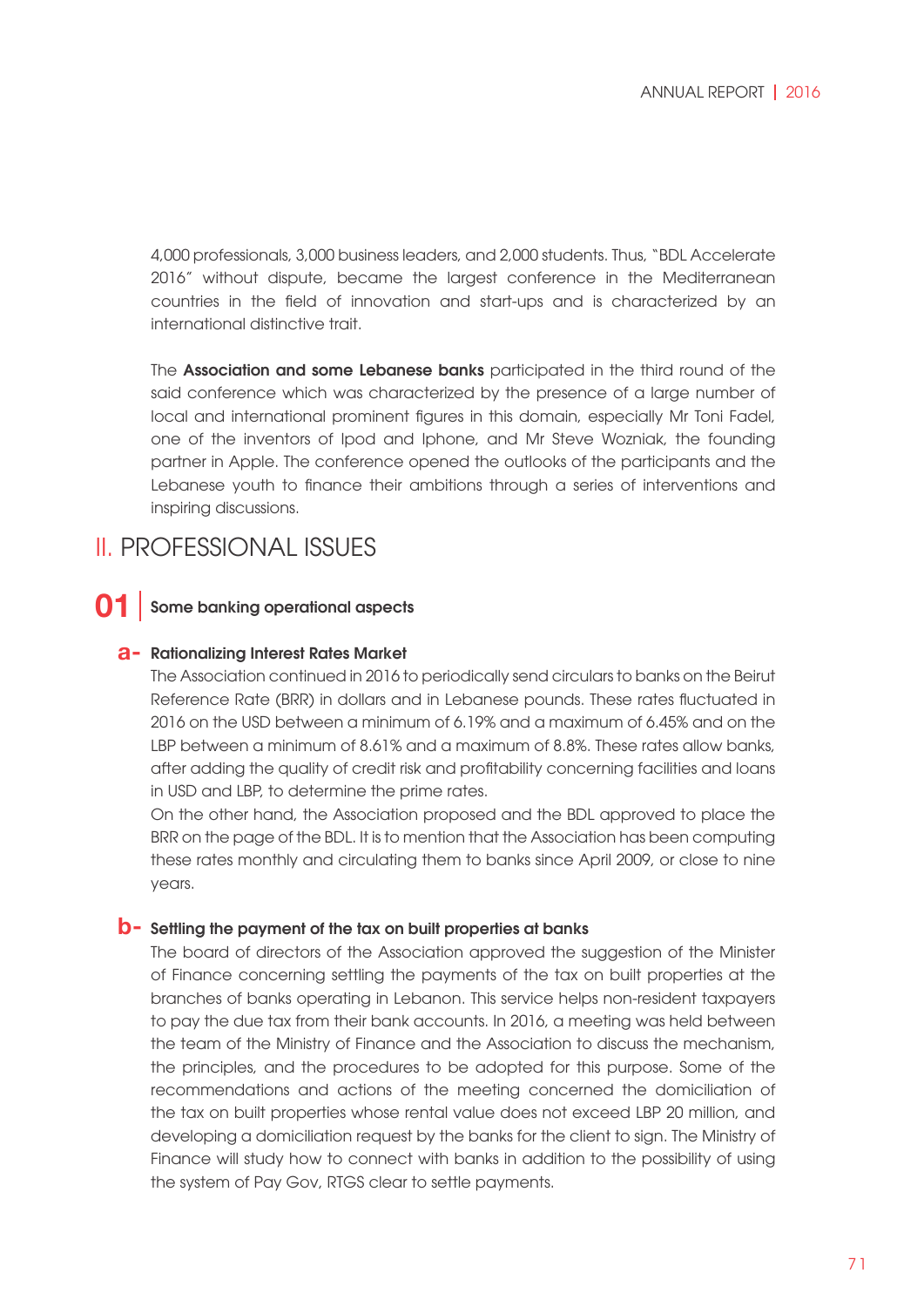4,000 professionals, 3,000 business leaders, and 2,000 students. Thus, "BDL Accelerate 2016" without dispute, became the largest conference in the Mediterranean countries in the field of innovation and start-ups and is characterized by an international distinctive trait.

The **Association and some Lebanese banks** participated in the third round of the said conference which was characterized by the presence of a large number of local and international prominent figures in this domain, especially Mr Toni Fadel, one of the inventors of Ipod and Iphone, and Mr Steve Wozniak, the founding partner in Apple. The conference opened the outlooks of the participants and the Lebanese youth to finance their ambitions through a series of interventions and inspiring discussions.

# II. PROFESSIONAL ISSUES

## 01 | Some banking operational aspects

### a- Rationalizing Interest Rates Market

The Association continued in 2016 to periodically send circulars to banks on the Beirut Reference Rate (BRR) in dollars and in Lebanese pounds. These rates fluctuated in 2016 on the USD between a minimum of 6.19% and a maximum of 6.45% and on the LBP between a minimum of 8.61% and a maximum of 8.8%. These rates allow banks, after adding the quality of credit risk and profitability concerning facilities and loans in USD and LBP, to determine the prime rates.

On the other hand, the Association proposed and the BDL approved to place the BRR on the page of the BDL. It is to mention that the Association has been computing these rates monthly and circulating them to banks since April 2009, or close to nine years.

### b- Settling the payment of the tax on built properties at banks

The board of directors of the Association approved the suggestion of the Minister of Finance concerning settling the payments of the tax on built properties at the branches of banks operating in Lebanon. This service helps non-resident taxpayers to pay the due tax from their bank accounts. In 2016, a meeting was held between the team of the Ministry of Finance and the Association to discuss the mechanism, the principles, and the procedures to be adopted for this purpose. Some of the recommendations and actions of the meeting concerned the domiciliation of the tax on built properties whose rental value does not exceed LBP 20 million, and developing a domiciliation request by the banks for the client to sign. The Ministry of Finance will study how to connect with banks in addition to the possibility of using the system of Pay Gov, RTGS clear to settle payments.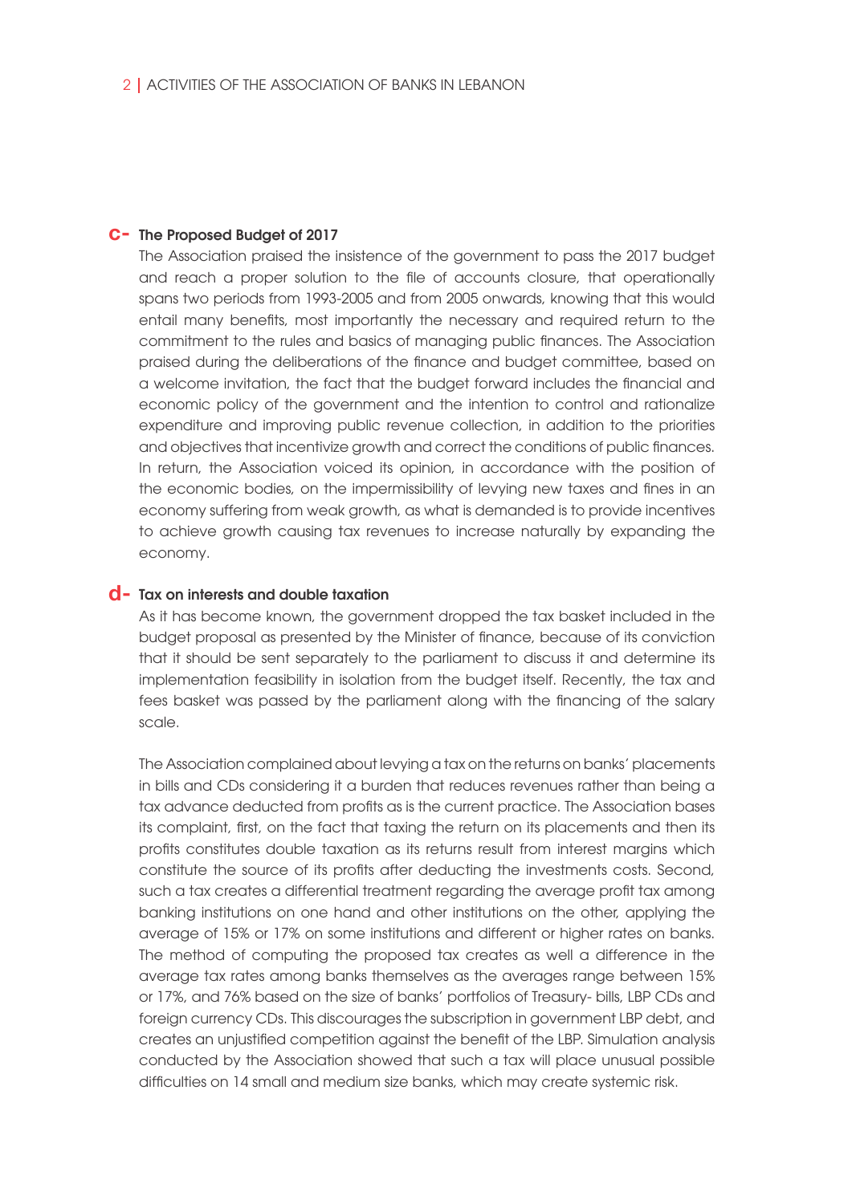### c- The Proposed Budget of 2017

The Association praised the insistence of the government to pass the 2017 budget and reach a proper solution to the file of accounts closure, that operationally spans two periods from 1993-2005 and from 2005 onwards, knowing that this would entail many benefits, most importantly the necessary and required return to the commitment to the rules and basics of managing public finances. The Association praised during the deliberations of the finance and budget committee, based on a welcome invitation, the fact that the budget forward includes the financial and economic policy of the government and the intention to control and rationalize expenditure and improving public revenue collection, in addition to the priorities and objectives that incentivize growth and correct the conditions of public finances. In return, the Association voiced its opinion, in accordance with the position of the economic bodies, on the impermissibility of levying new taxes and fines in an economy suffering from weak growth, as what is demanded is to provide incentives to achieve growth causing tax revenues to increase naturally by expanding the economy.

### d- Tax on interests and double taxation

As it has become known, the government dropped the tax basket included in the budget proposal as presented by the Minister of finance, because of its conviction that it should be sent separately to the parliament to discuss it and determine its implementation feasibility in isolation from the budget itself. Recently, the tax and fees basket was passed by the parliament along with the financing of the salary scale.

The Association complained about levying a tax on the returns on banks' placements in bills and CDs considering it a burden that reduces revenues rather than being a tax advance deducted from profits as is the current practice. The Association bases its complaint, first, on the fact that taxing the return on its placements and then its profits constitutes double taxation as its returns result from interest margins which constitute the source of its profits after deducting the investments costs. Second, such a tax creates a differential treatment regarding the average profit tax among banking institutions on one hand and other institutions on the other, applying the average of 15% or 17% on some institutions and different or higher rates on banks. The method of computing the proposed tax creates as well a difference in the average tax rates among banks themselves as the averages range between 15% or 17%, and 76% based on the size of banks' portfolios of Treasury- bills, LBP CDs and foreign currency CDs. This discourages the subscription in government LBP debt, and creates an unjustified competition against the benefit of the LBP. Simulation analysis conducted by the Association showed that such a tax will place unusual possible difficulties on 14 small and medium size banks, which may create systemic risk.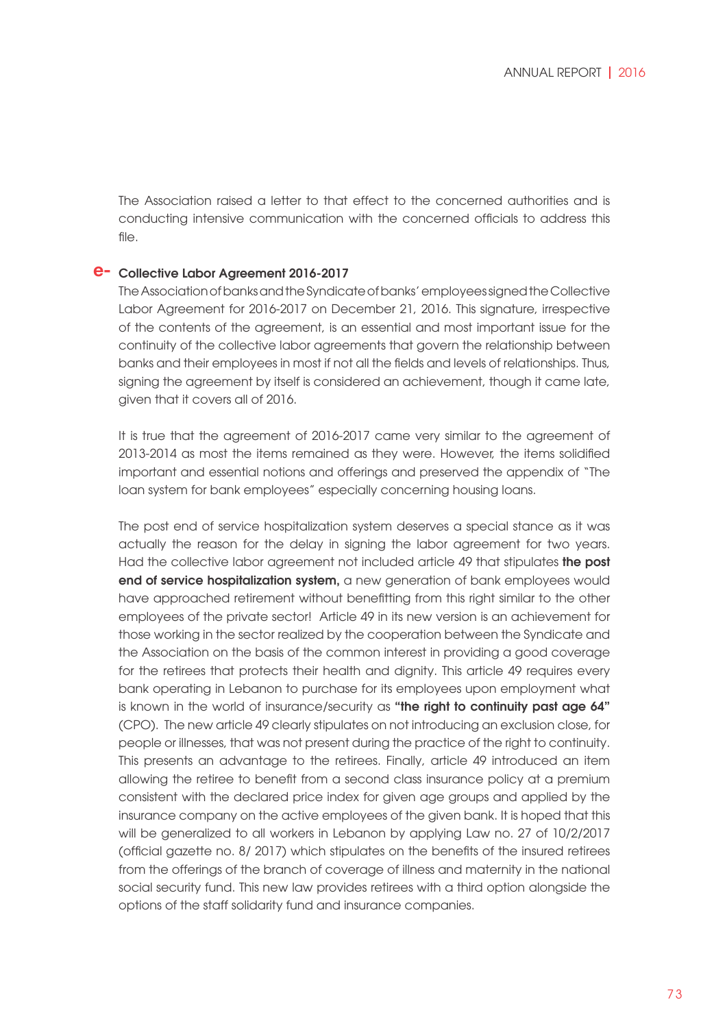The Association raised a letter to that effect to the concerned authorities and is conducting intensive communication with the concerned officials to address this file.

### e- Collective Labor Agreement 2016-2017

The Association of banks and the Syndicate of banks' employees signed the Collective Labor Agreement for 2016-2017 on December 21, 2016. This signature, irrespective of the contents of the agreement, is an essential and most important issue for the continuity of the collective labor agreements that govern the relationship between banks and their employees in most if not all the fields and levels of relationships. Thus, signing the agreement by itself is considered an achievement, though it came late, given that it covers all of 2016.

It is true that the agreement of 2016-2017 came very similar to the agreement of 2013-2014 as most the items remained as they were. However, the items solidified important and essential notions and offerings and preserved the appendix of "The loan system for bank employees" especially concerning housing loans.

The post end of service hospitalization system deserves a special stance as it was actually the reason for the delay in signing the labor agreement for two years. Had the collective labor agreement not included article 49 that stipulates **the post end of service hospitalization system,** a new generation of bank employees would have approached retirement without benefitting from this right similar to the other employees of the private sector! Article 49 in its new version is an achievement for those working in the sector realized by the cooperation between the Syndicate and the Association on the basis of the common interest in providing a good coverage for the retirees that protects their health and dignity. This article 49 requires every bank operating in Lebanon to purchase for its employees upon employment what is known in the world of insurance/security as **"the right to continuity past age 64"** (CPO). The new article 49 clearly stipulates on not introducing an exclusion close, for people or illnesses, that was not present during the practice of the right to continuity. This presents an advantage to the retirees. Finally, article 49 introduced an item allowing the retiree to benefit from a second class insurance policy at a premium consistent with the declared price index for given age groups and applied by the insurance company on the active employees of the given bank. It is hoped that this will be generalized to all workers in Lebanon by applying Law no. 27 of 10/2/2017 (official gazette no. 8/ 2017) which stipulates on the benefits of the insured retirees from the offerings of the branch of coverage of illness and maternity in the national social security fund. This new law provides retirees with a third option alongside the options of the staff solidarity fund and insurance companies.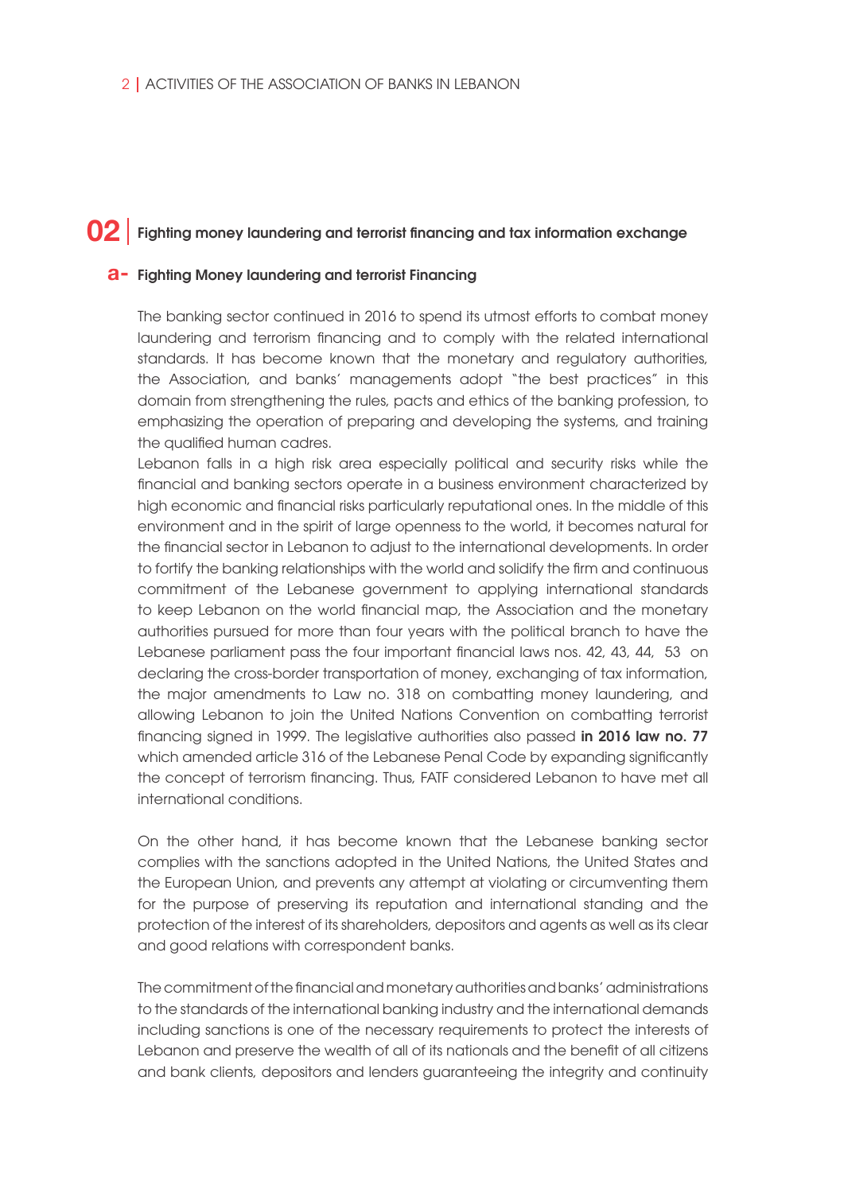## 02 Fighting money laundering and terrorist financing and tax information exchange

### a- Fighting Money laundering and terrorist Financing

The banking sector continued in 2016 to spend its utmost efforts to combat money laundering and terrorism financing and to comply with the related international standards. It has become known that the monetary and regulatory authorities, the Association, and banks' managements adopt "the best practices" in this domain from strengthening the rules, pacts and ethics of the banking profession, to emphasizing the operation of preparing and developing the systems, and training the qualified human cadres.

Lebanon falls in a high risk area especially political and security risks while the financial and banking sectors operate in a business environment characterized by high economic and financial risks particularly reputational ones. In the middle of this environment and in the spirit of large openness to the world, it becomes natural for the financial sector in Lebanon to adjust to the international developments. In order to fortify the banking relationships with the world and solidify the firm and continuous commitment of the Lebanese government to applying international standards to keep Lebanon on the world financial map, the Association and the monetary authorities pursued for more than four years with the political branch to have the Lebanese parliament pass the four important financial laws nos. 42, 43, 44, 53 on declaring the cross-border transportation of money, exchanging of tax information, the major amendments to Law no. 318 on combatting money laundering, and allowing Lebanon to join the United Nations Convention on combatting terrorist financing signed in 1999. The legislative authorities also passed **in 2016 law no. 77** which amended article 316 of the Lebanese Penal Code by expanding significantly the concept of terrorism financing. Thus, FATF considered Lebanon to have met all international conditions.

On the other hand, it has become known that the Lebanese banking sector complies with the sanctions adopted in the United Nations, the United States and the European Union, and prevents any attempt at violating or circumventing them for the purpose of preserving its reputation and international standing and the protection of the interest of its shareholders, depositors and agents as well as its clear and good relations with correspondent banks.

The commitment of the financial and monetary authorities and banks' administrations to the standards of the international banking industry and the international demands including sanctions is one of the necessary requirements to protect the interests of Lebanon and preserve the wealth of all of its nationals and the benefit of all citizens and bank clients, depositors and lenders guaranteeing the integrity and continuity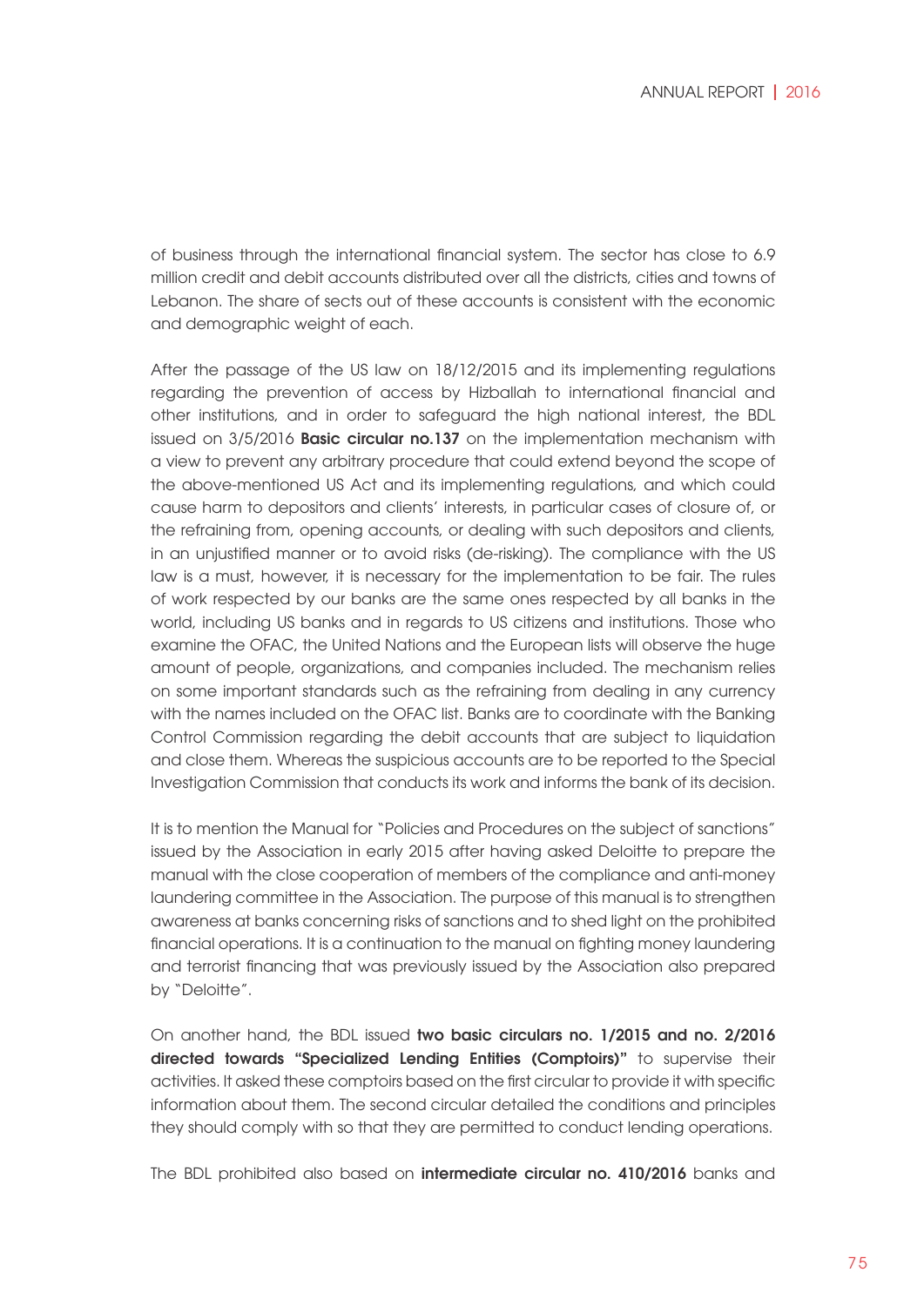of business through the international financial system. The sector has close to 6.9 million credit and debit accounts distributed over all the districts, cities and towns of Lebanon. The share of sects out of these accounts is consistent with the economic and demographic weight of each.

After the passage of the US law on 18/12/2015 and its implementing regulations regarding the prevention of access by Hizballah to international financial and other institutions, and in order to safeguard the high national interest, the BDL issued on 3/5/2016 **Basic circular no.137** on the implementation mechanism with a view to prevent any arbitrary procedure that could extend beyond the scope of the above-mentioned US Act and its implementing regulations, and which could cause harm to depositors and clients' interests, in particular cases of closure of, or the refraining from, opening accounts, or dealing with such depositors and clients, in an unjustified manner or to avoid risks (de-risking). The compliance with the US law is a must, however, it is necessary for the implementation to be fair. The rules of work respected by our banks are the same ones respected by all banks in the world, including US banks and in regards to US citizens and institutions. Those who examine the OFAC, the United Nations and the European lists will observe the huge amount of people, organizations, and companies included. The mechanism relies on some important standards such as the refraining from dealing in any currency with the names included on the OFAC list. Banks are to coordinate with the Banking Control Commission regarding the debit accounts that are subject to liquidation and close them. Whereas the suspicious accounts are to be reported to the Special Investigation Commission that conducts its work and informs the bank of its decision.

It is to mention the Manual for "Policies and Procedures on the subject of sanctions" issued by the Association in early 2015 after having asked Deloitte to prepare the manual with the close cooperation of members of the compliance and anti-money laundering committee in the Association. The purpose of this manual is to strengthen awareness at banks concerning risks of sanctions and to shed light on the prohibited financial operations. It is a continuation to the manual on fighting money laundering and terrorist financing that was previously issued by the Association also prepared by "Deloitte".

On another hand, the BDL issued **two basic circulars no. 1/2015 and no. 2/2016 directed towards "Specialized Lending Entities (Comptoirs)"** to supervise their activities. It asked these comptoirs based on the first circular to provide it with specific information about them. The second circular detailed the conditions and principles they should comply with so that they are permitted to conduct lending operations.

The BDL prohibited also based on **intermediate circular no. 410/2016** banks and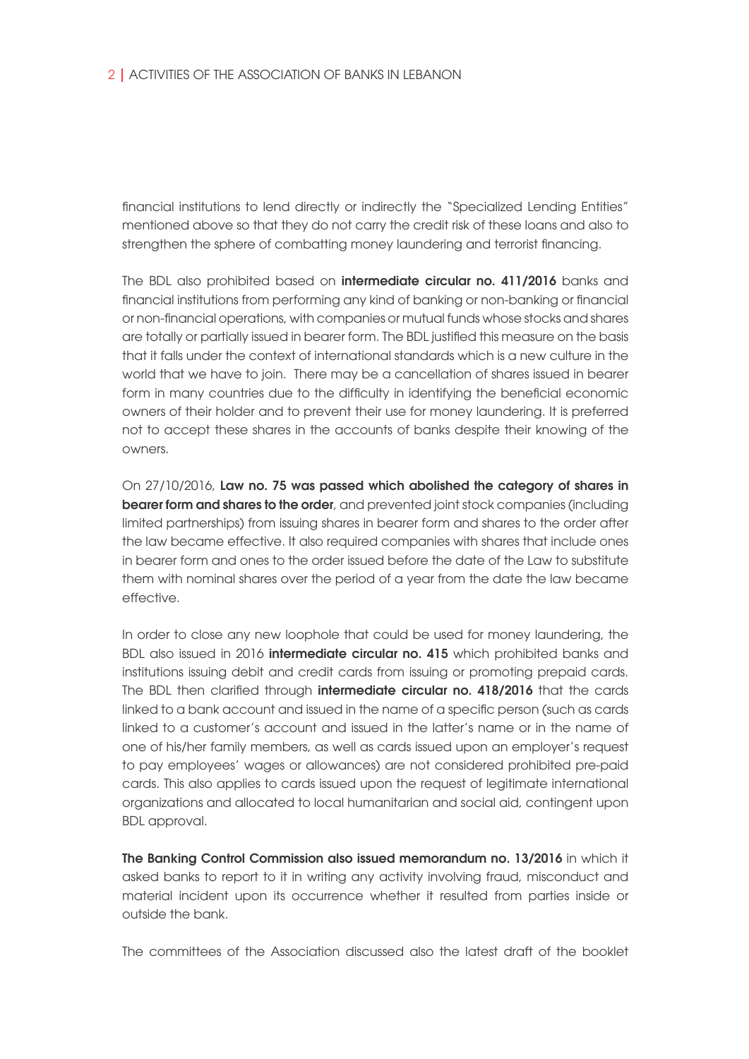financial institutions to lend directly or indirectly the "Specialized Lending Entities" mentioned above so that they do not carry the credit risk of these loans and also to strengthen the sphere of combatting money laundering and terrorist financing.

The BDL also prohibited based on **intermediate circular no. 411/2016** banks and financial institutions from performing any kind of banking or non-banking or financial or non-financial operations, with companies or mutual funds whose stocks and shares are totally or partially issued in bearer form. The BDL justified this measure on the basis that it falls under the context of international standards which is a new culture in the world that we have to join. There may be a cancellation of shares issued in bearer form in many countries due to the difficulty in identifying the beneficial economic owners of their holder and to prevent their use for money laundering. It is preferred not to accept these shares in the accounts of banks despite their knowing of the owners.

On 27/10/2016, **Law no. 75 was passed which abolished the category of shares in bearer form and shares to the order**, and prevented joint stock companies (including limited partnerships) from issuing shares in bearer form and shares to the order after the law became effective. It also required companies with shares that include ones in bearer form and ones to the order issued before the date of the Law to substitute them with nominal shares over the period of a year from the date the law became effective.

In order to close any new loophole that could be used for money laundering, the BDL also issued in 2016 **intermediate circular no. 415** which prohibited banks and institutions issuing debit and credit cards from issuing or promoting prepaid cards. The BDL then clarified through **intermediate circular no. 418/2016** that the cards linked to a bank account and issued in the name of a specific person (such as cards linked to a customer's account and issued in the latter's name or in the name of one of his/her family members, as well as cards issued upon an employer's request to pay employees' wages or allowances) are not considered prohibited pre-paid cards. This also applies to cards issued upon the request of legitimate international organizations and allocated to local humanitarian and social aid, contingent upon BDL approval.

**The Banking Control Commission also issued memorandum no. 13/2016** in which it asked banks to report to it in writing any activity involving fraud, misconduct and material incident upon its occurrence whether it resulted from parties inside or outside the bank.

The committees of the Association discussed also the latest draft of the booklet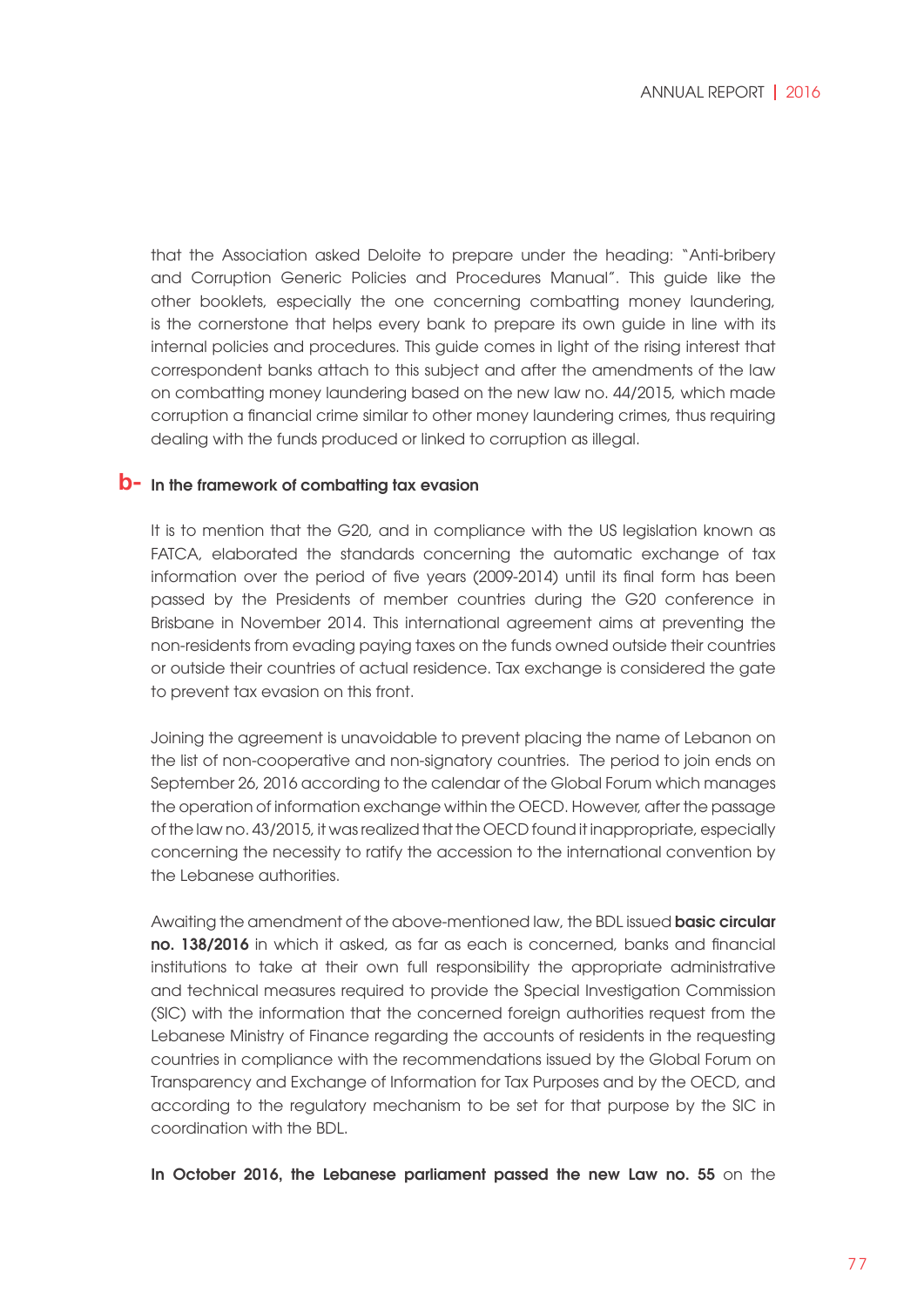that the Association asked Deloite to prepare under the heading: "Anti-bribery and Corruption Generic Policies and Procedures Manual". This guide like the other booklets, especially the one concerning combatting money laundering, is the cornerstone that helps every bank to prepare its own guide in line with its internal policies and procedures. This guide comes in light of the rising interest that correspondent banks attach to this subject and after the amendments of the law on combatting money laundering based on the new law no. 44/2015, which made corruption a financial crime similar to other money laundering crimes, thus requiring dealing with the funds produced or linked to corruption as illegal.

### b- In the framework of combatting tax evasion

It is to mention that the G20, and in compliance with the US legislation known as FATCA, elaborated the standards concerning the automatic exchange of tax information over the period of five years (2009-2014) until its final form has been passed by the Presidents of member countries during the G20 conference in Brisbane in November 2014. This international agreement aims at preventing the non-residents from evading paying taxes on the funds owned outside their countries or outside their countries of actual residence. Tax exchange is considered the gate to prevent tax evasion on this front.

Joining the agreement is unavoidable to prevent placing the name of Lebanon on the list of non-cooperative and non-signatory countries. The period to join ends on September 26, 2016 according to the calendar of the Global Forum which manages the operation of information exchange within the OECD. However, after the passage of the law no. 43/2015, it was realized that the OECD found it inappropriate, especially concerning the necessity to ratify the accession to the international convention by the Lebanese authorities.

Awaiting the amendment of the above-mentioned law, the BDL issued **basic circular no. 138/2016** in which it asked, as far as each is concerned, banks and financial institutions to take at their own full responsibility the appropriate administrative and technical measures required to provide the Special Investigation Commission (SIC) with the information that the concerned foreign authorities request from the Lebanese Ministry of Finance regarding the accounts of residents in the requesting countries in compliance with the recommendations issued by the Global Forum on Transparency and Exchange of Information for Tax Purposes and by the OECD, and according to the regulatory mechanism to be set for that purpose by the SIC in coordination with the BDL.

**In October 2016, the Lebanese parliament passed the new Law no. 55** on the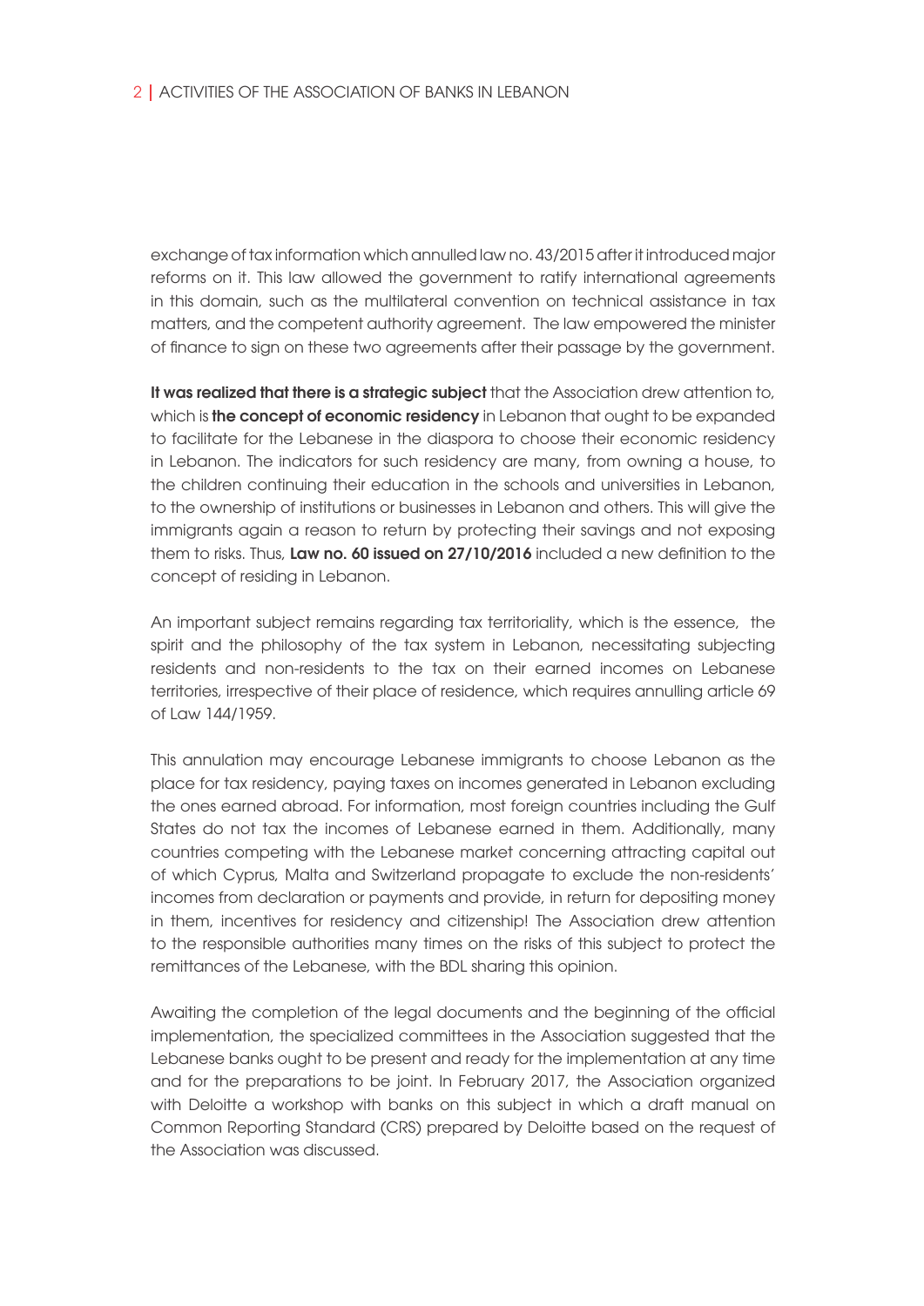exchange of tax information which annulled law no. 43/2015 after it introduced major reforms on it. This law allowed the government to ratify international agreements in this domain, such as the multilateral convention on technical assistance in tax matters, and the competent authority agreement. The law empowered the minister of finance to sign on these two agreements after their passage by the government.

**It was realized that there is a strategic subject** that the Association drew attention to, which is **the concept of economic residency** in Lebanon that ought to be expanded to facilitate for the Lebanese in the diaspora to choose their economic residency in Lebanon. The indicators for such residency are many, from owning a house, to the children continuing their education in the schools and universities in Lebanon, to the ownership of institutions or businesses in Lebanon and others. This will give the immigrants again a reason to return by protecting their savings and not exposing them to risks. Thus, **Law no. 60 issued on 27/10/2016** included a new definition to the concept of residing in Lebanon.

An important subject remains regarding tax territoriality, which is the essence, the spirit and the philosophy of the tax system in Lebanon, necessitating subjecting residents and non-residents to the tax on their earned incomes on Lebanese territories, irrespective of their place of residence, which requires annulling article 69 of Law 144/1959.

This annulation may encourage Lebanese immigrants to choose Lebanon as the place for tax residency, paying taxes on incomes generated in Lebanon excluding the ones earned abroad. For information, most foreign countries including the Gulf States do not tax the incomes of Lebanese earned in them. Additionally, many countries competing with the Lebanese market concerning attracting capital out of which Cyprus, Malta and Switzerland propagate to exclude the non-residents' incomes from declaration or payments and provide, in return for depositing money in them, incentives for residency and citizenship! The Association drew attention to the responsible authorities many times on the risks of this subject to protect the remittances of the Lebanese, with the BDL sharing this opinion.

Awaiting the completion of the legal documents and the beginning of the official implementation, the specialized committees in the Association suggested that the Lebanese banks ought to be present and ready for the implementation at any time and for the preparations to be joint. In February 2017, the Association organized with Deloitte a workshop with banks on this subject in which a draft manual on Common Reporting Standard (CRS) prepared by Deloitte based on the request of the Association was discussed.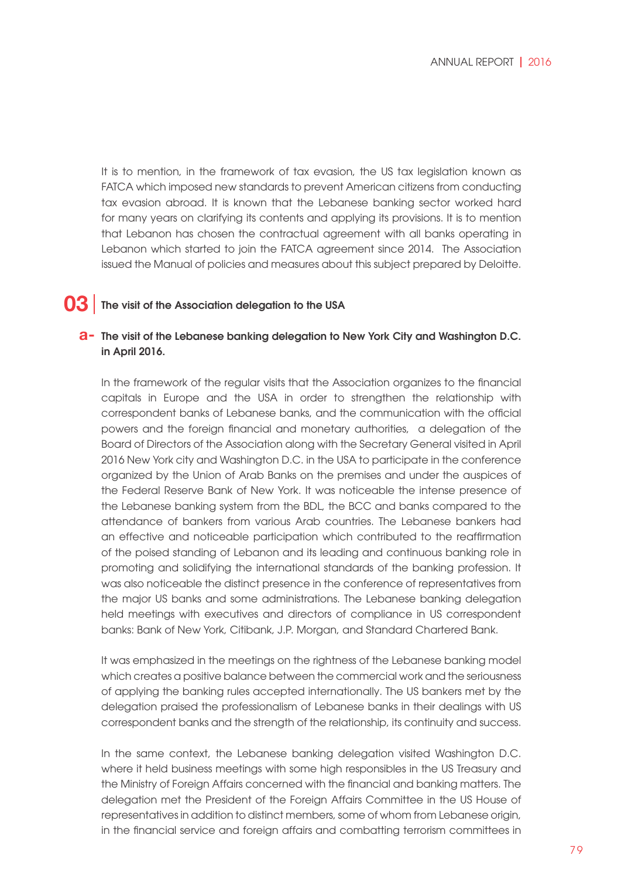It is to mention, in the framework of tax evasion, the US tax legislation known as FATCA which imposed new standards to prevent American citizens from conducting tax evasion abroad. It is known that the Lebanese banking sector worked hard for many years on clarifying its contents and applying its provisions. It is to mention that Lebanon has chosen the contractual agreement with all banks operating in Lebanon which started to join the FATCA agreement since 2014. The Association issued the Manual of policies and measures about this subject prepared by Deloitte.

## 03 The visit of the Association delegation to the USA

### a- The visit of the Lebanese banking delegation to New York City and Washington D.C. in April 2016.

In the framework of the regular visits that the Association organizes to the financial capitals in Europe and the USA in order to strengthen the relationship with correspondent banks of Lebanese banks, and the communication with the official powers and the foreign financial and monetary authorities, a delegation of the Board of Directors of the Association along with the Secretary General visited in April 2016 New York city and Washington D.C. in the USA to participate in the conference organized by the Union of Arab Banks on the premises and under the auspices of the Federal Reserve Bank of New York. It was noticeable the intense presence of the Lebanese banking system from the BDL, the BCC and banks compared to the attendance of bankers from various Arab countries. The Lebanese bankers had an effective and noticeable participation which contributed to the reaffirmation of the poised standing of Lebanon and its leading and continuous banking role in promoting and solidifying the international standards of the banking profession. It was also noticeable the distinct presence in the conference of representatives from the major US banks and some administrations. The Lebanese banking delegation held meetings with executives and directors of compliance in US correspondent banks: Bank of New York, Citibank, J.P. Morgan, and Standard Chartered Bank.

It was emphasized in the meetings on the rightness of the Lebanese banking model which creates a positive balance between the commercial work and the seriousness of applying the banking rules accepted internationally. The US bankers met by the delegation praised the professionalism of Lebanese banks in their dealings with US correspondent banks and the strength of the relationship, its continuity and success.

In the same context, the Lebanese banking delegation visited Washington D.C. where it held business meetings with some high responsibles in the US Treasury and the Ministry of Foreign Affairs concerned with the financial and banking matters. The delegation met the President of the Foreign Affairs Committee in the US House of representatives in addition to distinct members, some of whom from Lebanese origin, in the financial service and foreign affairs and combatting terrorism committees in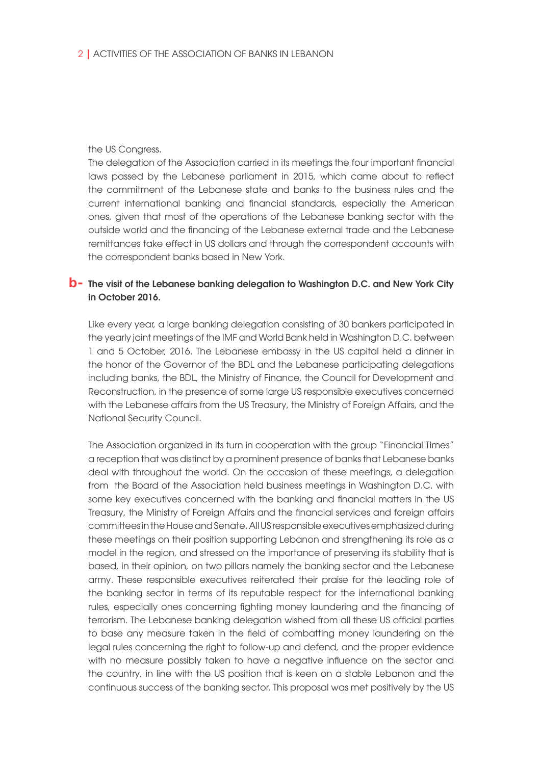the US Congress.

The delegation of the Association carried in its meetings the four important financial laws passed by the Lebanese parliament in 2015, which came about to reflect the commitment of the Lebanese state and banks to the business rules and the current international banking and financial standards, especially the American ones, given that most of the operations of the Lebanese banking sector with the outside world and the financing of the Lebanese external trade and the Lebanese remittances take effect in US dollars and through the correspondent accounts with the correspondent banks based in New York.

### b- The visit of the Lebanese banking delegation to Washington D.C. and New York City in October 2016.

Like every year, a large banking delegation consisting of 30 bankers participated in the yearly joint meetings of the IMF and World Bank held in Washington D.C. between 1 and 5 October, 2016. The Lebanese embassy in the US capital held a dinner in the honor of the Governor of the BDL and the Lebanese participating delegations including banks, the BDL, the Ministry of Finance, the Council for Development and Reconstruction, in the presence of some large US responsible executives concerned with the Lebanese affairs from the US Treasury, the Ministry of Foreign Affairs, and the National Security Council.

The Association organized in its turn in cooperation with the group "Financial Times" a reception that was distinct by a prominent presence of banks that Lebanese banks deal with throughout the world. On the occasion of these meetings, a delegation from the Board of the Association held business meetings in Washington D.C. with some key executives concerned with the banking and financial matters in the US Treasury, the Ministry of Foreign Affairs and the financial services and foreign affairs committees in the House and Senate. All US responsible executives emphasized during these meetings on their position supporting Lebanon and strengthening its role as a model in the region, and stressed on the importance of preserving its stability that is based, in their opinion, on two pillars namely the banking sector and the Lebanese army. These responsible executives reiterated their praise for the leading role of the banking sector in terms of its reputable respect for the international banking rules, especially ones concerning fighting money laundering and the financing of terrorism. The Lebanese banking delegation wished from all these US official parties to base any measure taken in the field of combatting money laundering on the legal rules concerning the right to follow-up and defend, and the proper evidence with no measure possibly taken to have a negative influence on the sector and the country, in line with the US position that is keen on a stable Lebanon and the continuous success of the banking sector. This proposal was met positively by the US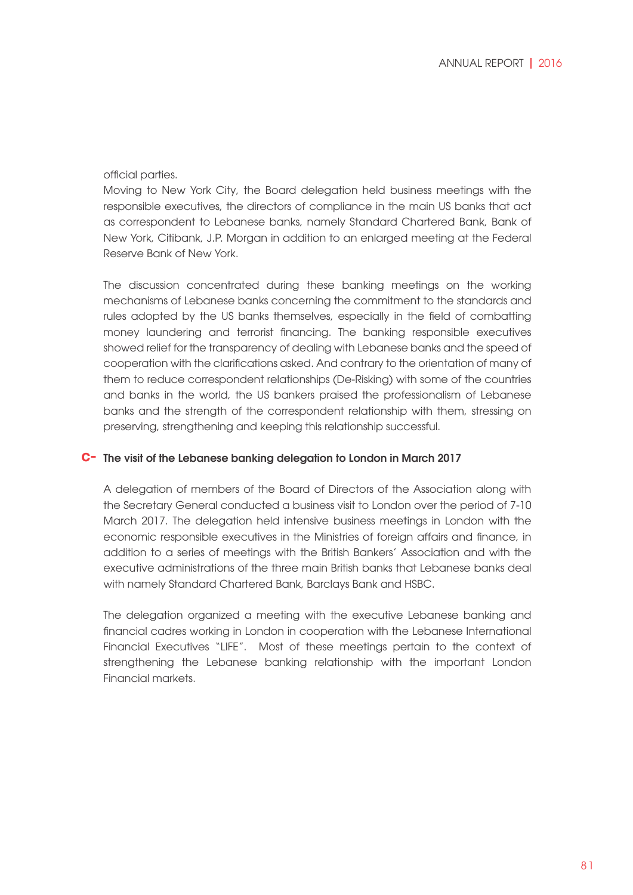official parties.

Moving to New York City, the Board delegation held business meetings with the responsible executives, the directors of compliance in the main US banks that act as correspondent to Lebanese banks, namely Standard Chartered Bank, Bank of New York, Citibank, J.P. Morgan in addition to an enlarged meeting at the Federal Reserve Bank of New York.

The discussion concentrated during these banking meetings on the working mechanisms of Lebanese banks concerning the commitment to the standards and rules adopted by the US banks themselves, especially in the field of combatting money laundering and terrorist financing. The banking responsible executives showed relief for the transparency of dealing with Lebanese banks and the speed of cooperation with the clarifications asked. And contrary to the orientation of many of them to reduce correspondent relationships (De-Risking) with some of the countries and banks in the world, the US bankers praised the professionalism of Lebanese banks and the strength of the correspondent relationship with them, stressing on preserving, strengthening and keeping this relationship successful.

### C- The visit of the Lebanese banking delegation to London in March 2017

A delegation of members of the Board of Directors of the Association along with the Secretary General conducted a business visit to London over the period of 7-10 March 2017. The delegation held intensive business meetings in London with the economic responsible executives in the Ministries of foreign affairs and finance, in addition to a series of meetings with the British Bankers' Association and with the executive administrations of the three main British banks that Lebanese banks deal with namely Standard Chartered Bank, Barclays Bank and HSBC.

The delegation organized a meeting with the executive Lebanese banking and financial cadres working in London in cooperation with the Lebanese International Financial Executives "LIFE". Most of these meetings pertain to the context of strengthening the Lebanese banking relationship with the important London Financial markets.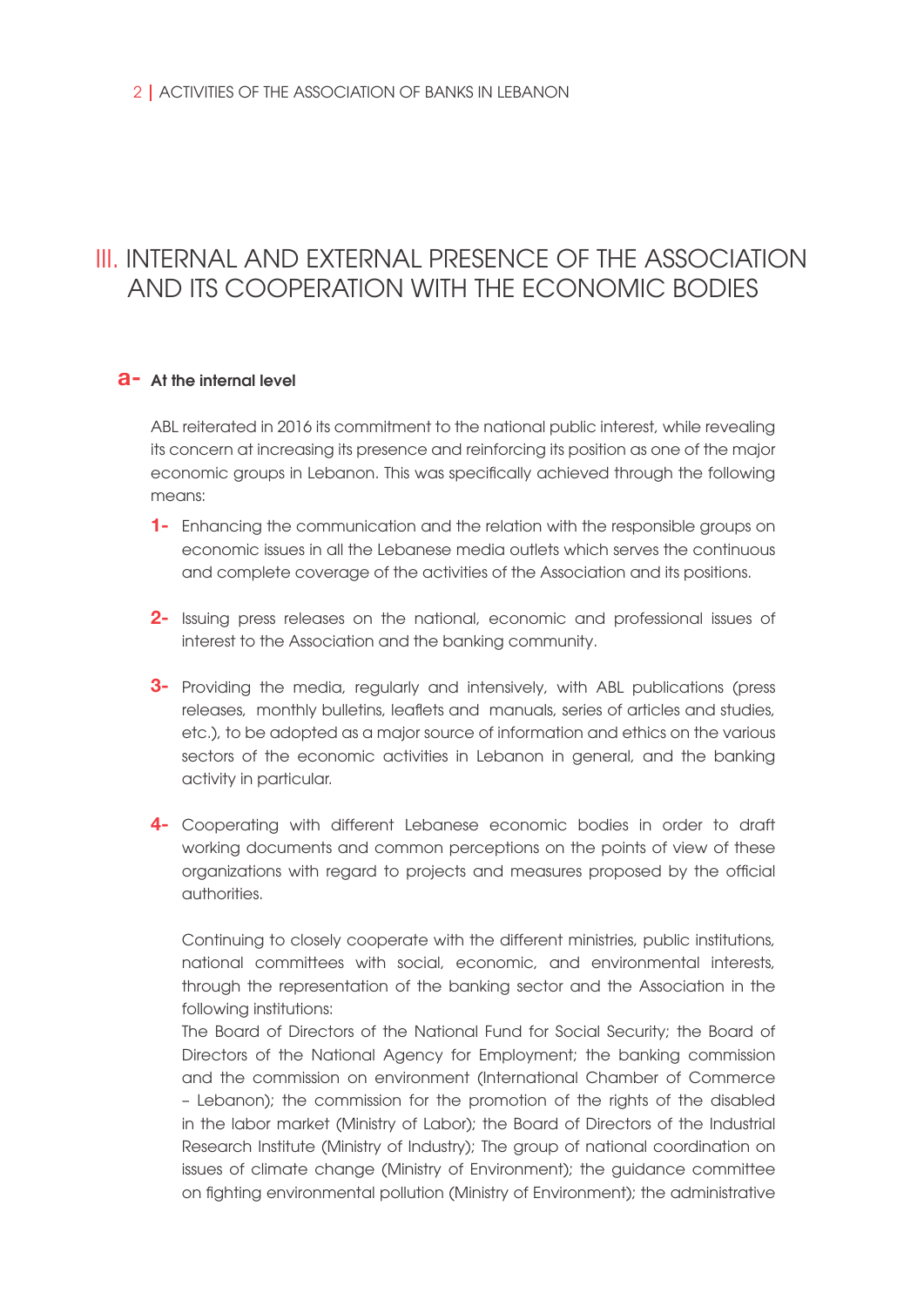# III. INTERNAL AND EXTERNAL PRESENCE OF THE ASSOCIATION AND ITS COOPERATION WITH THE ECONOMIC BODIES

## a- At the internal level

ABL reiterated in 2016 its commitment to the national public interest, while revealing its concern at increasing its presence and reinforcing its position as one of the major economic groups in Lebanon. This was specifically achieved through the following means:

1- Enhancing the communication and the relation with the responsible groups on economic issues in all the Lebanese media outlets which serves the continuous and complete coverage of the activities of the Association and its positions.

2- Issuing press releases on the national, economic and professional issues of interest to the Association and the banking community.

3- Providing the media, regularly and intensively, with ABL publications (press releases, monthly bulletins, leaflets and manuals, series of articles and studies, etc.), to be adopted as a major source of information and ethics on the various sectors of the economic activities in Lebanon in general, and the banking activity in particular.

4- Cooperating with different Lebanese economic bodies in order to draft working documents and common perceptions on the points of view of these organizations with regard to projects and measures proposed by the official authorities.

   Continuing to closely cooperate with the different ministries, public institutions, national committees with social, economic, and environmental interests, through the representation of the banking sector and the Association in the following institutions:

   The Board of Directors of the National Fund for Social Security; the Board of Directors of the National Agency for Employment; the banking commission and the commission on environment (International Chamber of Commerce – Lebanon); the commission for the promotion of the rights of the disabled in the labor market (Ministry of Labor); the Board of Directors of the Industrial Research Institute (Ministry of Industry); The group of national coordination on issues of climate change (Ministry of Environment); the guidance committee on fighting environmental pollution (Ministry of Environment); the administrative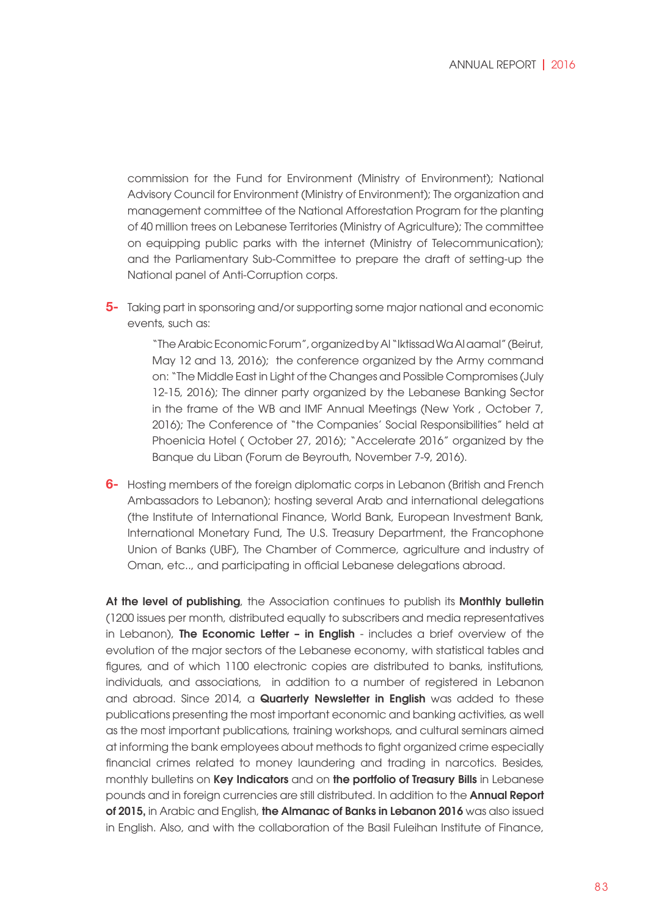commission for the Fund for Environment (Ministry of Environment); National Advisory Council for Environment (Ministry of Environment); The organization and management committee of the National Afforestation Program for the planting of 40 million trees on Lebanese Territories (Ministry of Agriculture); The committee on equipping public parks with the internet (Ministry of Telecommunication); and the Parliamentary Sub-Committee to prepare the draft of setting-up the National panel of Anti-Corruption corps.

**5-** Taking part in sponsoring and/or supporting some major national and economic events, such as:

"The Arabic Economic Forum", organized by Al "Iktissad Wa Al aamal" (Beirut, May 12 and 13, 2016); the conference organized by the Army command on: "The Middle East in Light of the Changes and Possible Compromises (July 12-15, 2016); The dinner party organized by the Lebanese Banking Sector in the frame of the WB and IMF Annual Meetings (New York , October 7, 2016); The Conference of "the Companies' Social Responsibilities" held at Phoenicia Hotel ( October 27, 2016); "Accelerate 2016" organized by the Banque du Liban (Forum de Beyrouth, November 7-9, 2016).

**6-** Hosting members of the foreign diplomatic corps in Lebanon (British and French Ambassadors to Lebanon); hosting several Arab and international delegations (the Institute of International Finance, World Bank, European Investment Bank, International Monetary Fund, The U.S. Treasury Department, the Francophone Union of Banks (UBF), The Chamber of Commerce, agriculture and industry of Oman, etc.., and participating in official Lebanese delegations abroad.

**At the level of publishing**, the Association continues to publish its **Monthly bulletin** (1200 issues per month, distributed equally to subscribers and media representatives in Lebanon), **The Economic Letter – in English** - includes a brief overview of the evolution of the major sectors of the Lebanese economy, with statistical tables and figures, and of which 1100 electronic copies are distributed to banks, institutions, individuals, and associations, in addition to a number of registered in Lebanon and abroad. Since 2014, a **Quarterly Newsletter in English** was added to these publications presenting the most important economic and banking activities, as well as the most important publications, training workshops, and cultural seminars aimed at informing the bank employees about methods to fight organized crime especially financial crimes related to money laundering and trading in narcotics. Besides, monthly bulletins on **Key Indicators** and on **the portfolio of Treasury Bills** in Lebanese pounds and in foreign currencies are still distributed. In addition to the **Annual Report of 2015,** in Arabic and English, **the Almanac of Banks in Lebanon 2016** was also issued in English. Also, and with the collaboration of the Basil Fuleihan Institute of Finance,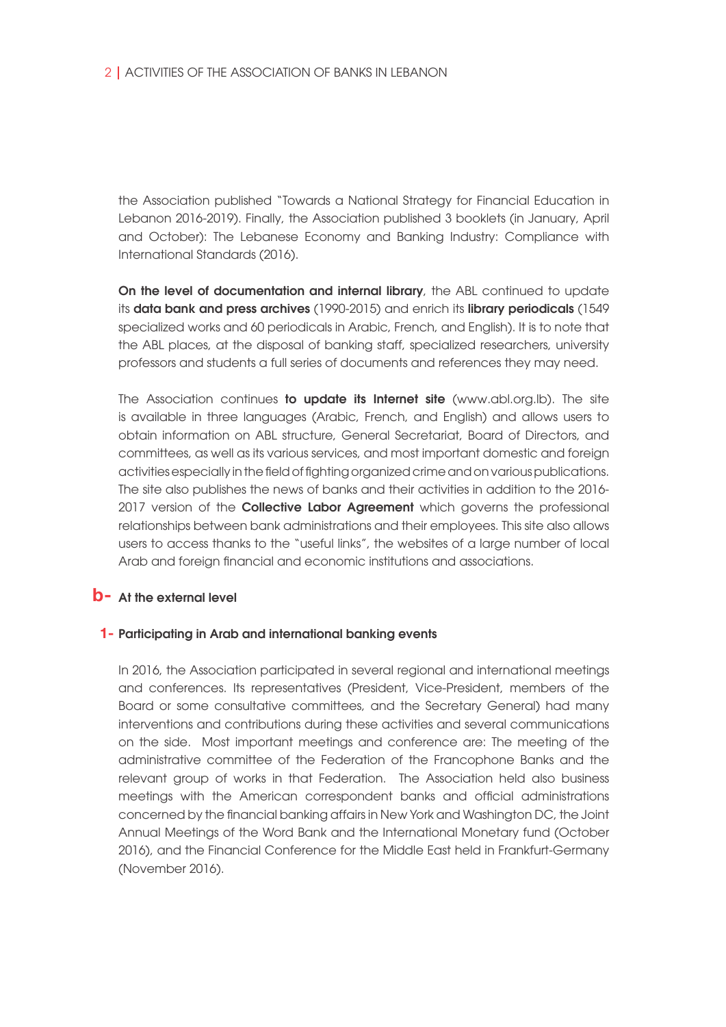the Association published "Towards a National Strategy for Financial Education in Lebanon 2016-2019). Finally, the Association published 3 booklets (in January, April and October): The Lebanese Economy and Banking Industry: Compliance with International Standards (2016).

**On the level of documentation and internal library**, the ABL continued to update its **data bank and press archives** (1990-2015) and enrich its **library periodicals** (1549 specialized works and 60 periodicals in Arabic, French, and English). It is to note that the ABL places, at the disposal of banking staff, specialized researchers, university professors and students a full series of documents and references they may need.

The Association continues **to update its Internet site** (www.abl.org.lb). The site is available in three languages (Arabic, French, and English) and allows users to obtain information on ABL structure, General Secretariat, Board of Directors, and committees, as well as its various services, and most important domestic and foreign activities especially in the field of fighting organized crime and on various publications. The site also publishes the news of banks and their activities in addition to the 2016-2017 version of the **Collective Labor Agreement** which governs the professional relationships between bank administrations and their employees. This site also allows users to access thanks to the "useful links", the websites of a large number of local Arab and foreign financial and economic institutions and associations.

## b- At the external level

### 1- Participating in Arab and international banking events

In 2016, the Association participated in several regional and international meetings and conferences. Its representatives (President, Vice-President, members of the Board or some consultative committees, and the Secretary General) had many interventions and contributions during these activities and several communications on the side. Most important meetings and conference are: The meeting of the administrative committee of the Federation of the Francophone Banks and the relevant group of works in that Federation. The Association held also business meetings with the American correspondent banks and official administrations concerned by the financial banking affairs in New York and Washington DC, the Joint Annual Meetings of the Word Bank and the International Monetary fund (October 2016), and the Financial Conference for the Middle East held in Frankfurt-Germany (November 2016).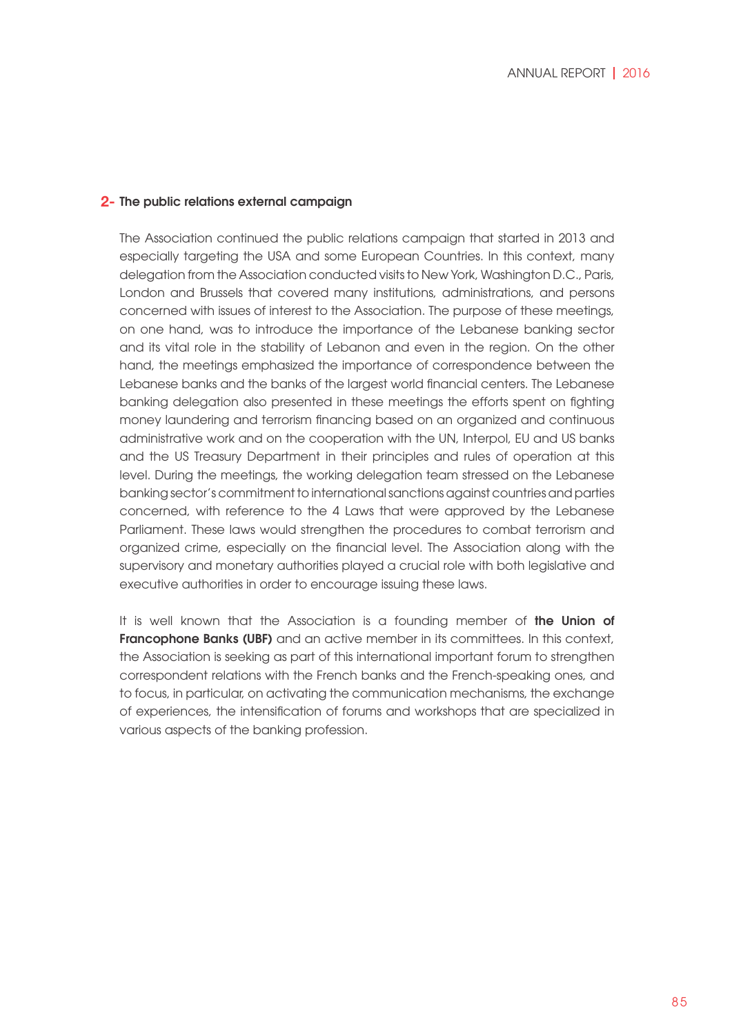## 2- The public relations external campaign

The Association continued the public relations campaign that started in 2013 and especially targeting the USA and some European Countries. In this context, many delegation from the Association conducted visits to New York, Washington D.C., Paris, London and Brussels that covered many institutions, administrations, and persons concerned with issues of interest to the Association. The purpose of these meetings, on one hand, was to introduce the importance of the Lebanese banking sector and its vital role in the stability of Lebanon and even in the region. On the other hand, the meetings emphasized the importance of correspondence between the Lebanese banks and the banks of the largest world financial centers. The Lebanese banking delegation also presented in these meetings the efforts spent on fighting money laundering and terrorism financing based on an organized and continuous administrative work and on the cooperation with the UN, Interpol, EU and US banks and the US Treasury Department in their principles and rules of operation at this level. During the meetings, the working delegation team stressed on the Lebanese banking sector's commitment to international sanctions against countries and parties concerned, with reference to the 4 Laws that were approved by the Lebanese Parliament. These laws would strengthen the procedures to combat terrorism and organized crime, especially on the financial level. The Association along with the supervisory and monetary authorities played a crucial role with both legislative and executive authorities in order to encourage issuing these laws.

It is well known that the Association is a founding member of **the Union of Francophone Banks (UBF)** and an active member in its committees. In this context, the Association is seeking as part of this international important forum to strengthen correspondent relations with the French banks and the French-speaking ones, and to focus, in particular, on activating the communication mechanisms, the exchange of experiences, the intensification of forums and workshops that are specialized in various aspects of the banking profession.